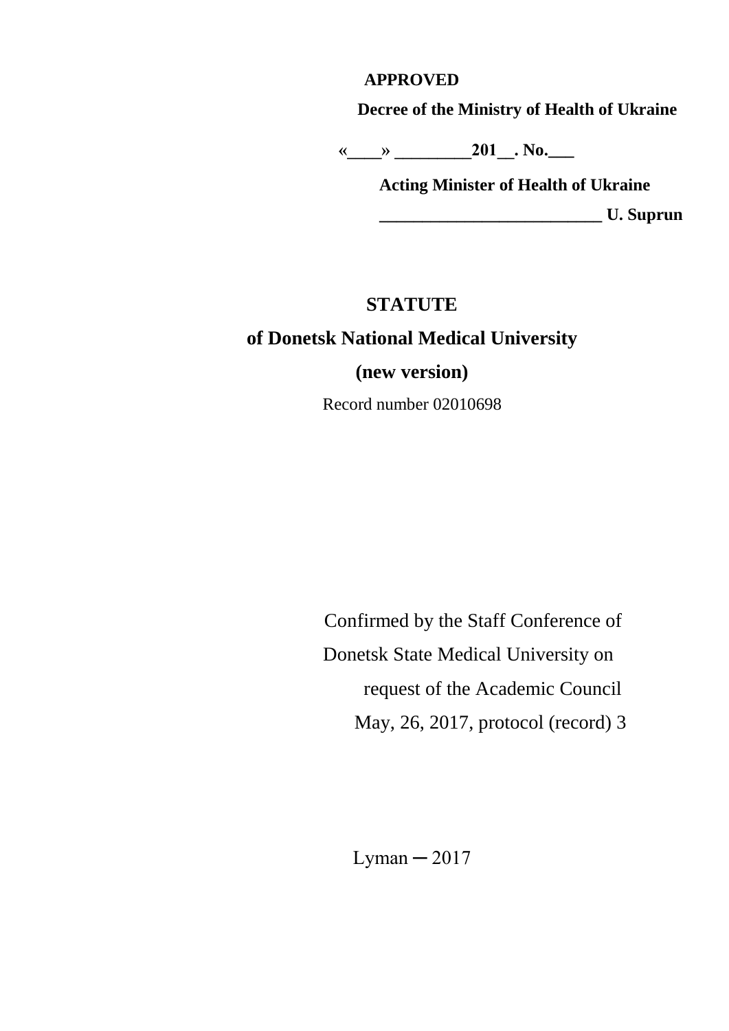**APPROVED**

**Decree of the Ministry of Health of Ukraine**

**«____» _________201__. No.___**

**Acting Minister of Health of Ukraine**

**__________________________ U. Suprun**

# STATUTE

# of Donetsk National Medical University

# (new version)

Record number 02010698

Confirmed by the Staff Conference of
Donetsk State Medical University on
request of the Academic Council
May, 26, 2017, protocol (record) 3

Lyman ─ 2017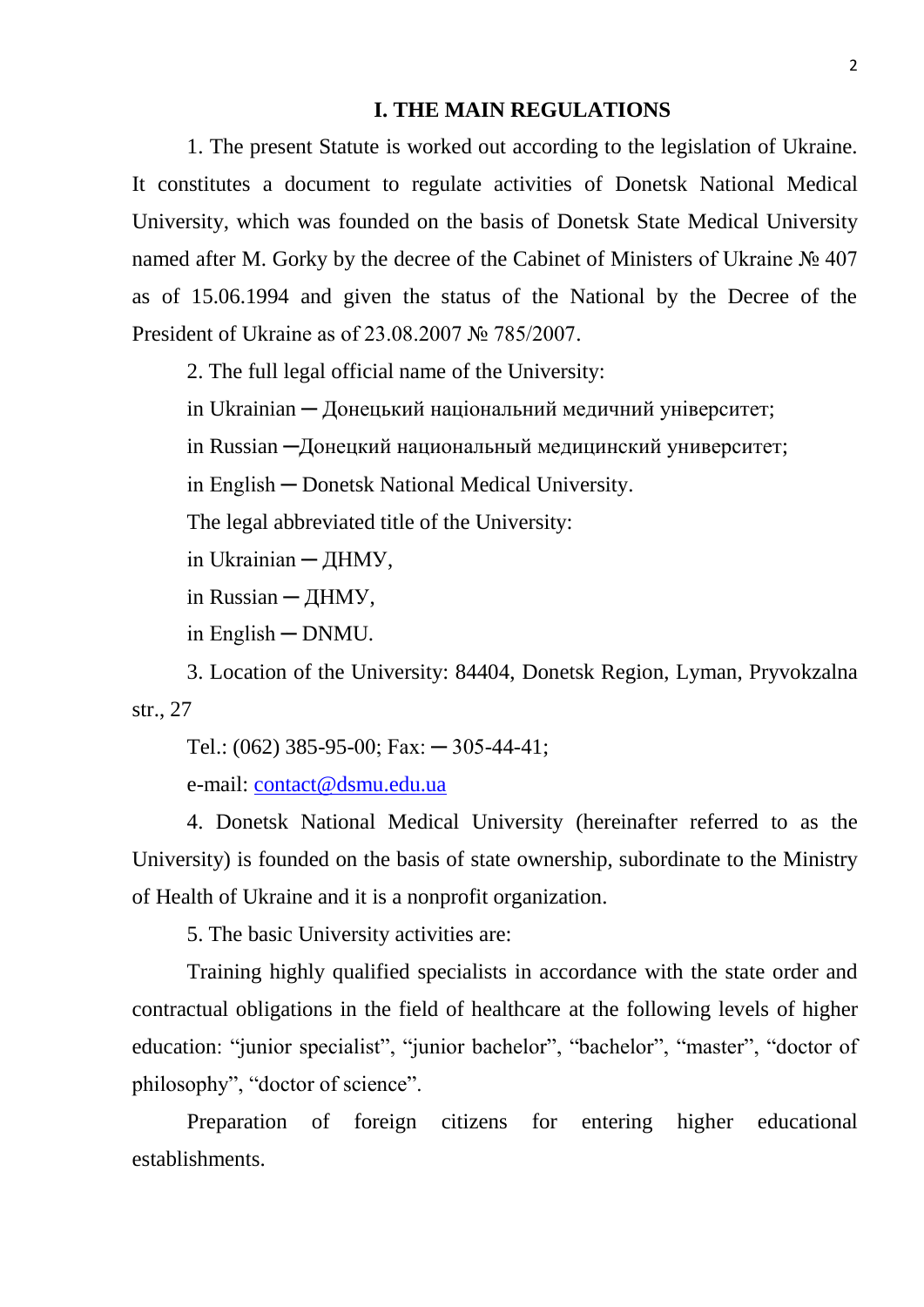## I. THE MAIN REGULATIONS

1. The present Statute is worked out according to the legislation of Ukraine. It constitutes a document to regulate activities of Donetsk National Medical University, which was founded on the basis of Donetsk State Medical University named after M. Gorky by the decree of the Cabinet of Ministers of Ukraine № 407 as of 15.06.1994 and given the status of the National by the Decree of the President of Ukraine as of 23.08.2007 № 785/2007.

2. The full legal official name of the University:

in Ukrainian ─ Донецький національний медичний університет;

in Russian ─Донецкий национальный медицинский университет;

in English ─ Donetsk National Medical University.

The legal abbreviated title of the University:

in Ukrainian ─ ДНМУ,

in Russian ─ ДНМУ,

in English ─ DNMU.

3. Location of the University: 84404, Donetsk Region, Lyman, Pryvokzalna str., 27

Tel.: (062) 385-95-00; Fax: ─ 305-44-41;

e-mail: contact@dsmu.edu.ua

4. Donetsk National Medical University (hereinafter referred to as the University) is founded on the basis of state ownership, subordinate to the Ministry of Health of Ukraine and it is a nonprofit organization.

5. The basic University activities are:

Training highly qualified specialists in accordance with the state order and contractual obligations in the field of healthcare at the following levels of higher education: "junior specialist", "junior bachelor", "bachelor", "master", "doctor of philosophy", "doctor of science".

Preparation of foreign citizens for entering higher educational establishments.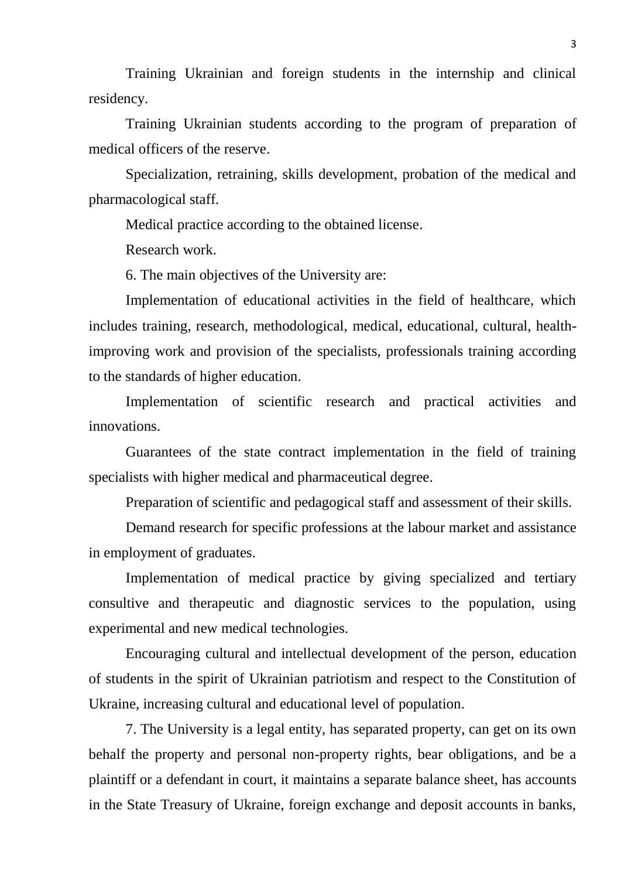Training Ukrainian and foreign students in the internship and clinical residency.

Training Ukrainian students according to the program of preparation of medical officers of the reserve.

Specialization, retraining, skills development, probation of the medical and pharmacological staff.

Medical practice according to the obtained license.

Research work.

6. The main objectives of the University are:

Implementation of educational activities in the field of healthcare, which includes training, research, methodological, medical, educational, cultural, health-improving work and provision of the specialists, professionals training according to the standards of higher education.

Implementation of scientific research and practical activities and innovations.

Guarantees of the state contract implementation in the field of training specialists with higher medical and pharmaceutical degree.

Preparation of scientific and pedagogical staff and assessment of their skills.

Demand research for specific professions at the labour market and assistance in employment of graduates.

Implementation of medical practice by giving specialized and tertiary consultive and therapeutic and diagnostic services to the population, using experimental and new medical technologies.

Encouraging cultural and intellectual development of the person, education of students in the spirit of Ukrainian patriotism and respect to the Constitution of Ukraine, increasing cultural and educational level of population.

7. The University is a legal entity, has separated property, can get on its own behalf the property and personal non-property rights, bear obligations, and be a plaintiff or a defendant in court, it maintains a separate balance sheet, has accounts in the State Treasury of Ukraine, foreign exchange and deposit accounts in banks,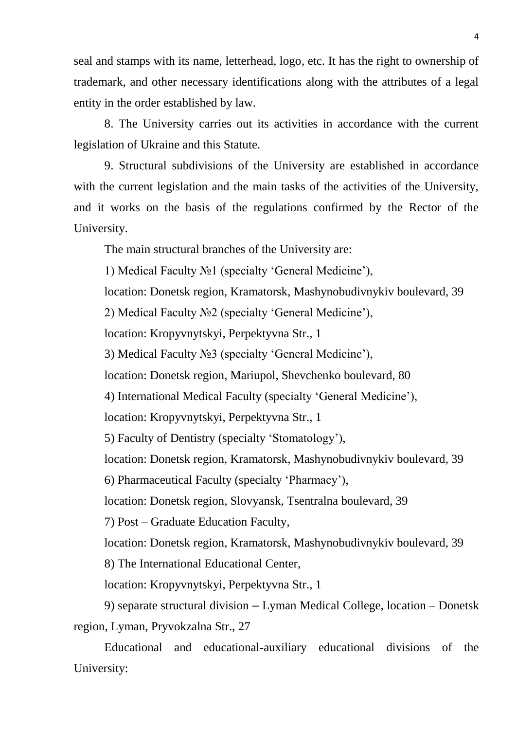seal and stamps with its name, letterhead, logo, etc. It has the right to ownership of trademark, and other necessary identifications along with the attributes of a legal entity in the order established by law.

8. The University carries out its activities in accordance with the current legislation of Ukraine and this Statute.

9. Structural subdivisions of the University are established in accordance with the current legislation and the main tasks of the activities of the University, and it works on the basis of the regulations confirmed by the Rector of the University.

The main structural branches of the University are:

1) Medical Faculty №1 (specialty 'General Medicine'),

location: Donetsk region, Kramatorsk, Mashynobudivnykiv boulevard, 39

2) Medical Faculty №2 (specialty 'General Medicine'),

location: Kropyvnytskyi, Perpektyvna Str., 1

3) Medical Faculty №3 (specialty 'General Medicine'),

location: Donetsk region, Mariupol, Shevchenko boulevard, 80

4) International Medical Faculty (specialty 'General Medicine'),

location: Kropyvnytskyi, Perpektyvna Str., 1

5) Faculty of Dentistry (specialty 'Stomatology'),

location: Donetsk region, Kramatorsk, Mashynobudivnykiv boulevard, 39

6) Pharmaceutical Faculty (specialty 'Pharmacy'),

location: Donetsk region, Slovyansk, Tsentralna boulevard, 39

7) Post – Graduate Education Faculty,

location: Donetsk region, Kramatorsk, Mashynobudivnykiv boulevard, 39

8) The International Educational Center,

location: Kropyvnytskyi, Perpektyvna Str., 1

9) separate structural division – Lyman Medical College, location – Donetsk region, Lyman, Pryvokzalna Str., 27

Educational and educational-auxiliary educational divisions of the University: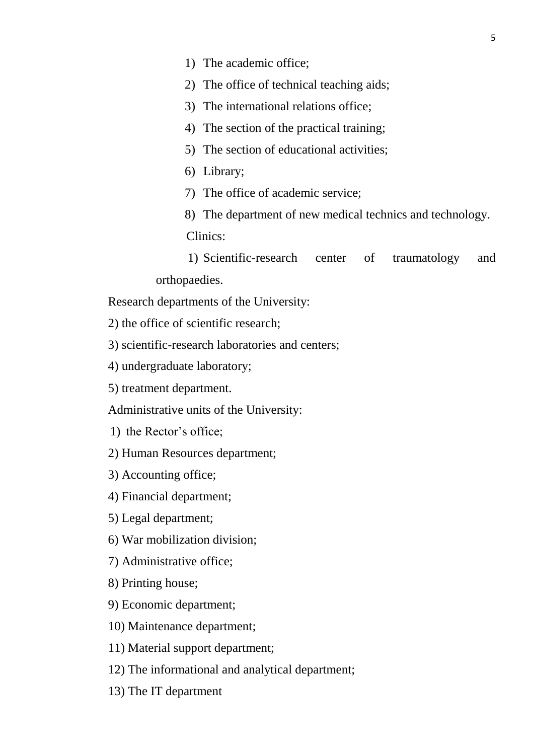1) The academic office;
2) The office of technical teaching aids;
3) The international relations office;
4) The section of the practical training;
5) The section of educational activities;
6) Library;
7) The office of academic service;
8) The department of new medical technics and technology.

Clinics:

1) Scientific-research center of traumatology and orthopaedies.

Research departments of the University:

2) the office of scientific research;

3) scientific-research laboratories and centers;

4) undergraduate laboratory;

5) treatment department.

Administrative units of the University:

1) the Rector's office;

2) Human Resources department;

3) Accounting office;

4) Financial department;

5) Legal department;

6) War mobilization division;

7) Administrative office;

8) Printing house;

9) Economic department;

10) Maintenance department;

11) Material support department;

12) The informational and analytical department;

13) The IT department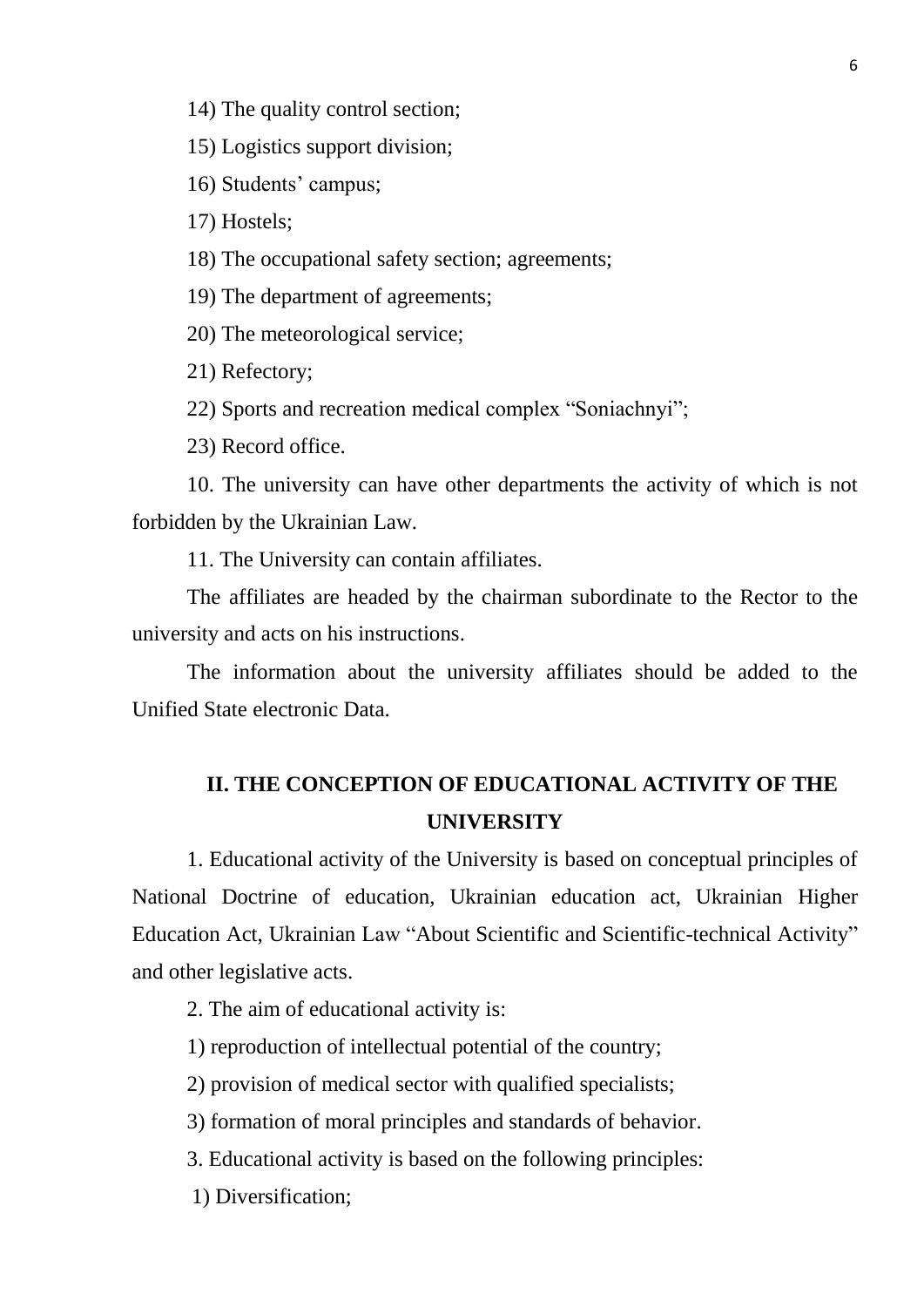14) The quality control section;

15) Logistics support division;

16) Students' campus;

17) Hostels;

18) The occupational safety section; agreements;

19) The department of agreements;

20) The meteorological service;

21) Refectory;

22) Sports and recreation medical complex "Soniachnyi";

23) Record office.

10. The university can have other departments the activity of which is not forbidden by the Ukrainian Law.

11. The University can contain affiliates.

The affiliates are headed by the chairman subordinate to the Rector to the university and acts on his instructions.

The information about the university affiliates should be added to the Unified State electronic Data.

## II. THE CONCEPTION OF EDUCATIONAL ACTIVITY OF THE UNIVERSITY

1. Educational activity of the University is based on conceptual principles of National Doctrine of education, Ukrainian education act, Ukrainian Higher Education Act, Ukrainian Law "About Scientific and Scientific-technical Activity" and other legislative acts.

2. The aim of educational activity is:

1) reproduction of intellectual potential of the country;

2) provision of medical sector with qualified specialists;

3) formation of moral principles and standards of behavior.

3. Educational activity is based on the following principles:

1) Diversification;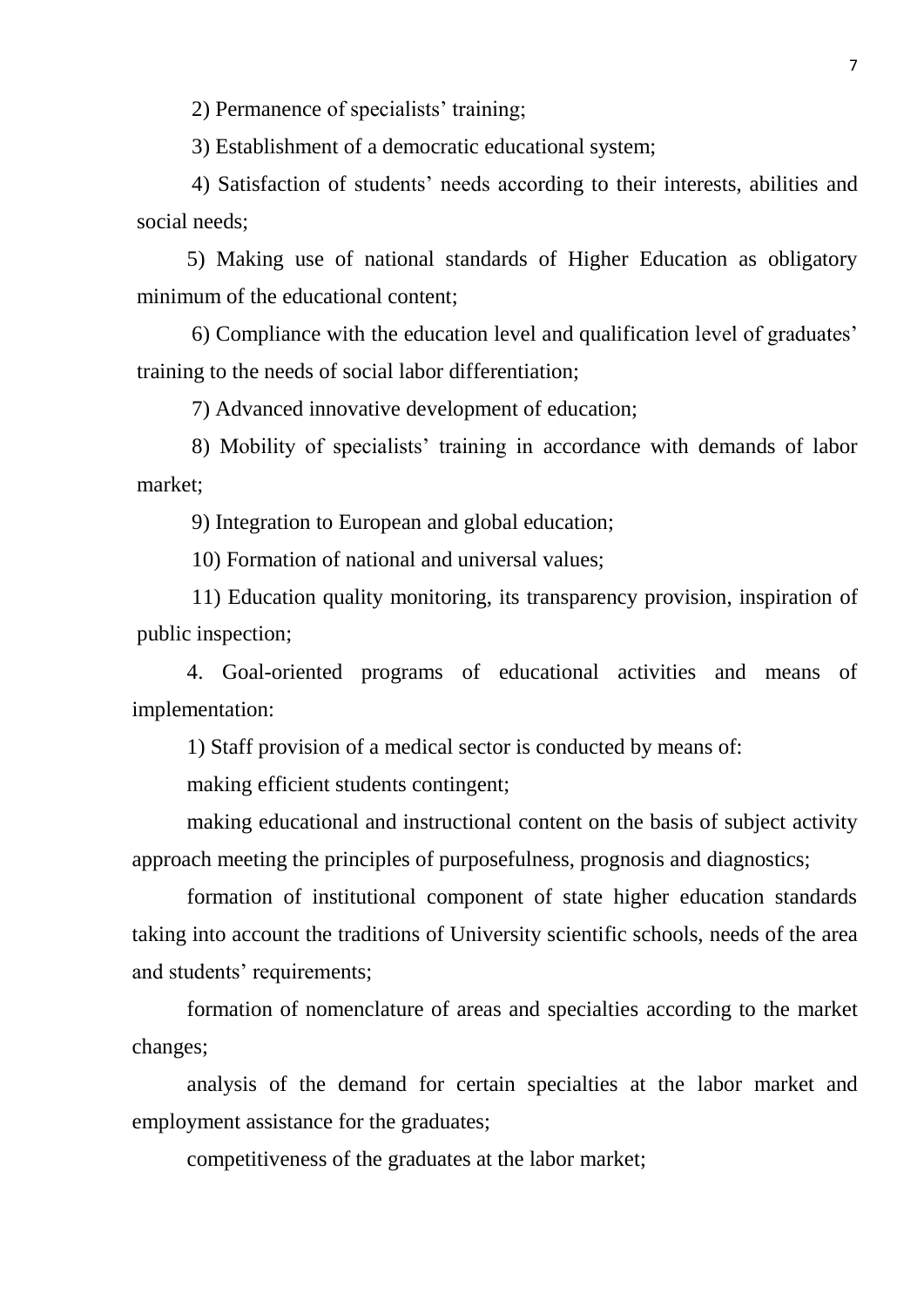2) Permanence of specialists' training;

3) Establishment of a democratic educational system;

4) Satisfaction of students' needs according to their interests, abilities and social needs;

5) Making use of national standards of Higher Education as obligatory minimum of the educational content;

6) Compliance with the education level and qualification level of graduates' training to the needs of social labor differentiation;

7) Advanced innovative development of education;

8) Mobility of specialists' training in accordance with demands of labor market;

9) Integration to European and global education;

10) Formation of national and universal values;

11) Education quality monitoring, its transparency provision, inspiration of public inspection;

4. Goal-oriented programs of educational activities and means of implementation:

1) Staff provision of a medical sector is conducted by means of:

making efficient students contingent;

making educational and instructional content on the basis of subject activity approach meeting the principles of purposefulness, prognosis and diagnostics;

formation of institutional component of state higher education standards taking into account the traditions of University scientific schools, needs of the area and students' requirements;

formation of nomenclature of areas and specialties according to the market changes;

analysis of the demand for certain specialties at the labor market and employment assistance for the graduates;

competitiveness of the graduates at the labor market;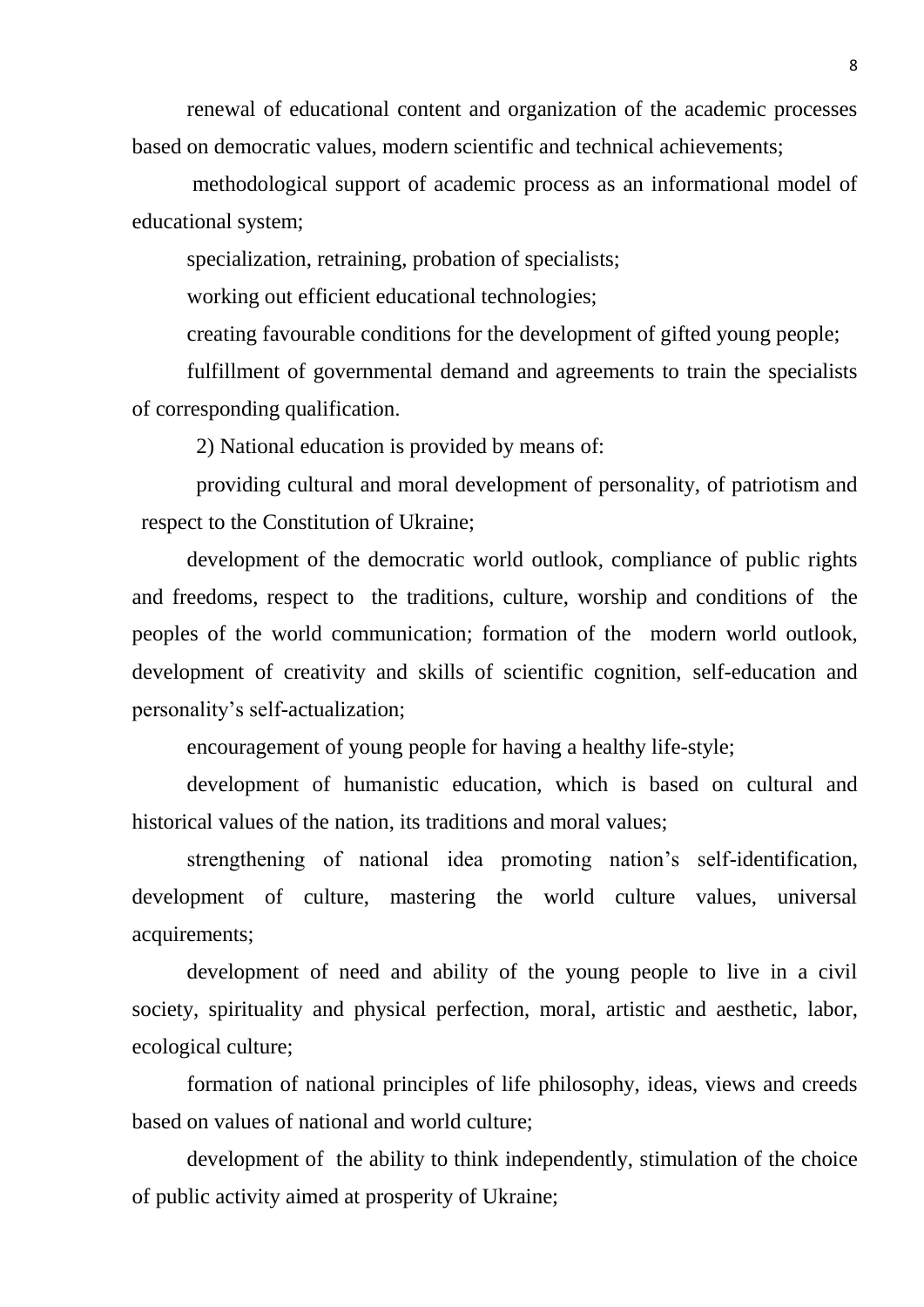renewal of educational content and organization of the academic processes based on democratic values, modern scientific and technical achievements;

methodological support of academic process as an informational model of educational system;

specialization, retraining, probation of specialists;

working out efficient educational technologies;

creating favourable conditions for the development of gifted young people;

fulfillment of governmental demand and agreements to train the specialists of corresponding qualification.

2) National education is provided by means of:

providing cultural and moral development of personality, of patriotism and respect to the Constitution of Ukraine;

development of the democratic world outlook, compliance of public rights and freedoms, respect to the traditions, culture, worship and conditions of the peoples of the world communication; formation of the modern world outlook, development of creativity and skills of scientific cognition, self-education and personality's self-actualization;

encouragement of young people for having a healthy life-style;

development of humanistic education, which is based on cultural and historical values of the nation, its traditions and moral values;

strengthening of national idea promoting nation's self-identification, development of culture, mastering the world culture values, universal acquirements;

development of need and ability of the young people to live in a civil society, spirituality and physical perfection, moral, artistic and aesthetic, labor, ecological culture;

formation of national principles of life philosophy, ideas, views and creeds based on values of national and world culture;

development of the ability to think independently, stimulation of the choice of public activity aimed at prosperity of Ukraine;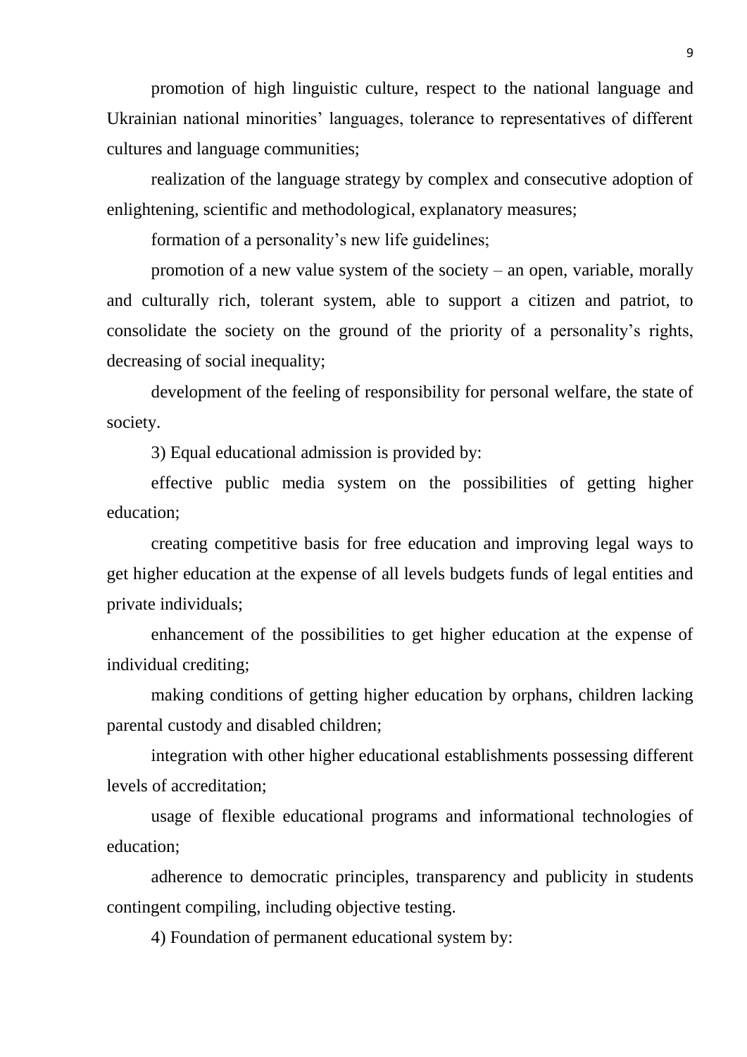promotion of high linguistic culture, respect to the national language and Ukrainian national minorities' languages, tolerance to representatives of different cultures and language communities;

realization of the language strategy by complex and consecutive adoption of enlightening, scientific and methodological, explanatory measures;

formation of a personality's new life guidelines;

promotion of a new value system of the society – an open, variable, morally and culturally rich, tolerant system, able to support a citizen and patriot, to consolidate the society on the ground of the priority of a personality's rights, decreasing of social inequality;

development of the feeling of responsibility for personal welfare, the state of society.

3) Equal educational admission is provided by:

effective public media system on the possibilities of getting higher education;

creating competitive basis for free education and improving legal ways to get higher education at the expense of all levels budgets funds of legal entities and private individuals;

enhancement of the possibilities to get higher education at the expense of individual crediting;

making conditions of getting higher education by orphans, children lacking parental custody and disabled children;

integration with other higher educational establishments possessing different levels of accreditation;

usage of flexible educational programs and informational technologies of education;

adherence to democratic principles, transparency and publicity in students contingent compiling, including objective testing.

4) Foundation of permanent educational system by: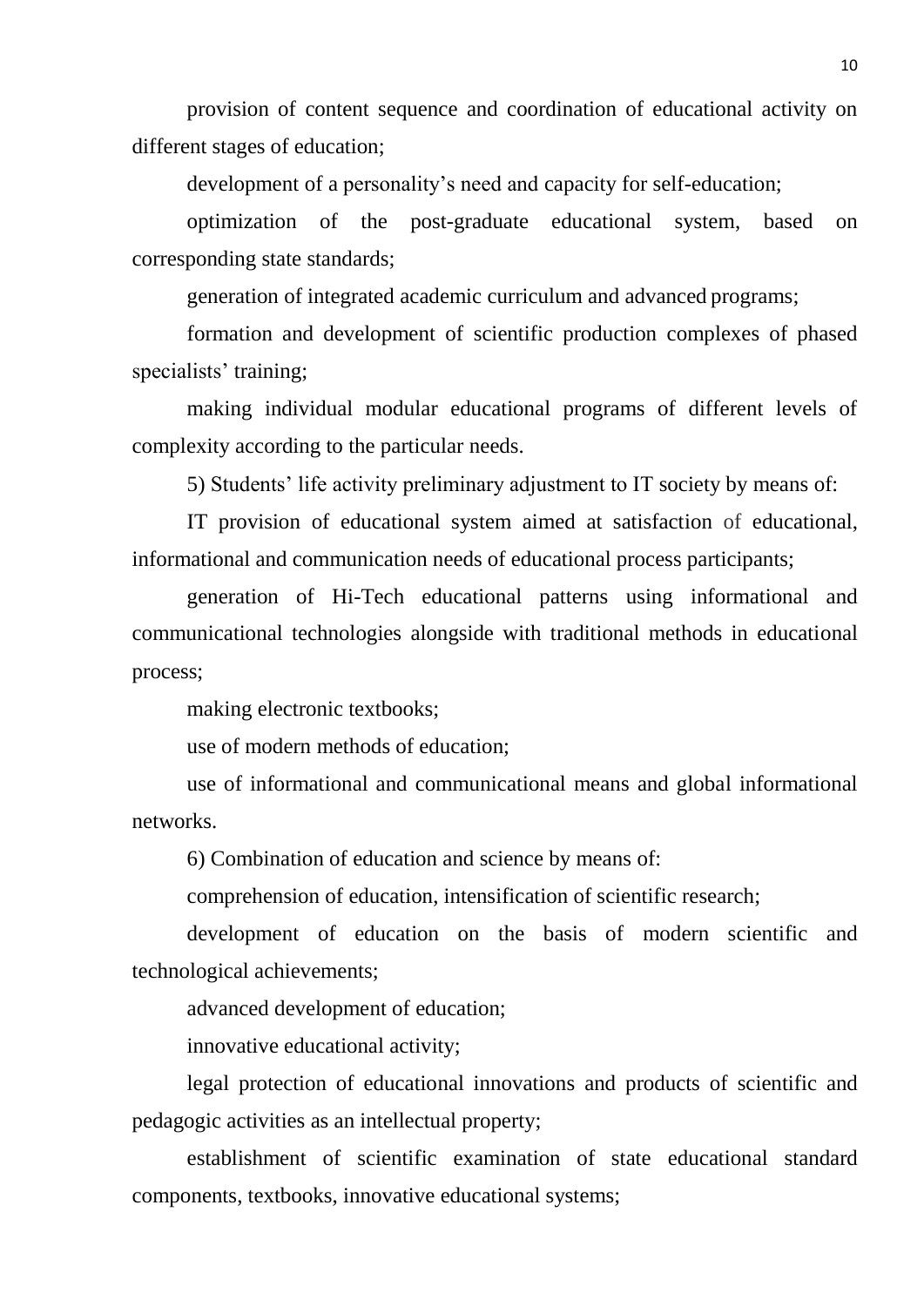provision of content sequence and coordination of educational activity on different stages of education;

development of a personality's need and capacity for self-education;

optimization of the post-graduate educational system, based on corresponding state standards;

generation of integrated academic curriculum and advanced programs;

formation and development of scientific production complexes of phased specialists' training;

making individual modular educational programs of different levels of complexity according to the particular needs.

5) Students' life activity preliminary adjustment to IT society by means of:

IT provision of educational system aimed at satisfaction of educational, informational and communication needs of educational process participants;

generation of Hi-Tech educational patterns using informational and communicational technologies alongside with traditional methods in educational process;

making electronic textbooks;

use of modern methods of education;

use of informational and communicational means and global informational networks.

6) Combination of education and science by means of:

comprehension of education, intensification of scientific research;

development of education on the basis of modern scientific and technological achievements;

advanced development of education;

innovative educational activity;

legal protection of educational innovations and products of scientific and pedagogic activities as an intellectual property;

establishment of scientific examination of state educational standard components, textbooks, innovative educational systems;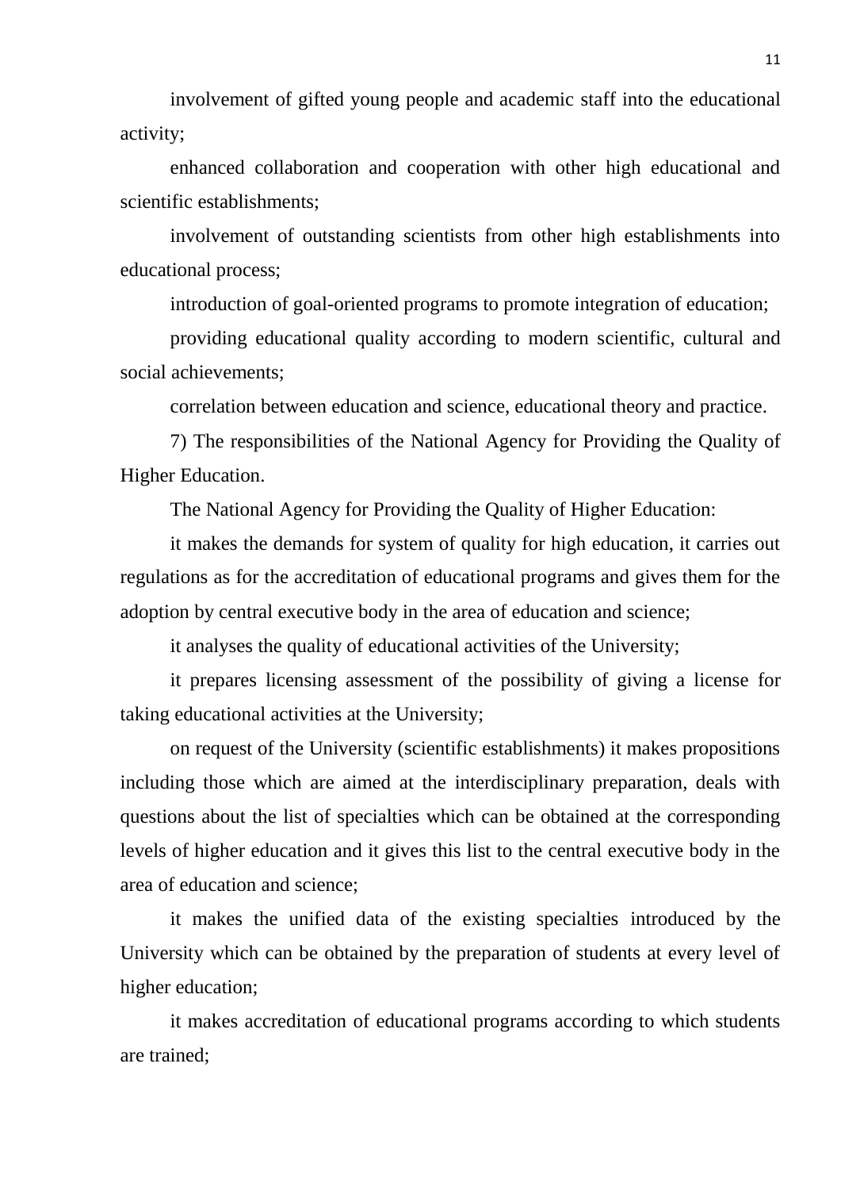involvement of gifted young people and academic staff into the educational activity;

enhanced collaboration and cooperation with other high educational and scientific establishments;

involvement of outstanding scientists from other high establishments into educational process;

introduction of goal-oriented programs to promote integration of education;

providing educational quality according to modern scientific, cultural and social achievements;

correlation between education and science, educational theory and practice.

7) The responsibilities of the National Agency for Providing the Quality of Higher Education.

The National Agency for Providing the Quality of Higher Education:

it makes the demands for system of quality for high education, it carries out regulations as for the accreditation of educational programs and gives them for the adoption by central executive body in the area of education and science;

it analyses the quality of educational activities of the University;

it prepares licensing assessment of the possibility of giving a license for taking educational activities at the University;

on request of the University (scientific establishments) it makes propositions including those which are aimed at the interdisciplinary preparation, deals with questions about the list of specialties which can be obtained at the corresponding levels of higher education and it gives this list to the central executive body in the area of education and science;

it makes the unified data of the existing specialties introduced by the University which can be obtained by the preparation of students at every level of higher education;

it makes accreditation of educational programs according to which students are trained;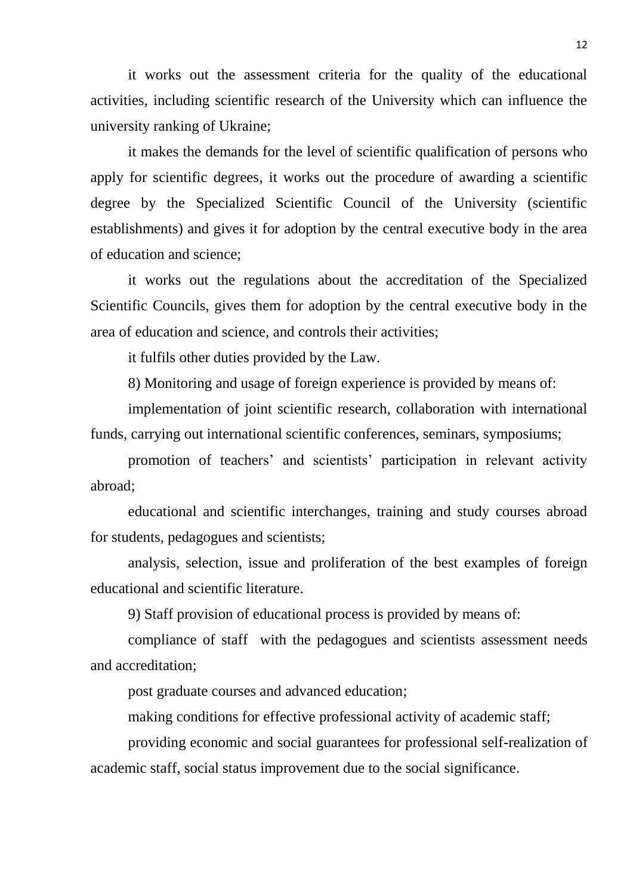it works out the assessment criteria for the quality of the educational activities, including scientific research of the University which can influence the university ranking of Ukraine;

it makes the demands for the level of scientific qualification of persons who apply for scientific degrees, it works out the procedure of awarding a scientific degree by the Specialized Scientific Council of the University (scientific establishments) and gives it for adoption by the central executive body in the area of education and science;

it works out the regulations about the accreditation of the Specialized Scientific Councils, gives them for adoption by the central executive body in the area of education and science, and controls their activities;

it fulfils other duties provided by the Law.

8) Monitoring and usage of foreign experience is provided by means of:

implementation of joint scientific research, collaboration with international funds, carrying out international scientific conferences, seminars, symposiums;

promotion of teachers' and scientists' participation in relevant activity abroad;

educational and scientific interchanges, training and study courses abroad for students, pedagogues and scientists;

analysis, selection, issue and proliferation of the best examples of foreign educational and scientific literature.

9) Staff provision of educational process is provided by means of:

compliance of staff with the pedagogues and scientists assessment needs and accreditation;

post graduate courses and advanced education;

making conditions for effective professional activity of academic staff;

providing economic and social guarantees for professional self-realization of academic staff, social status improvement due to the social significance.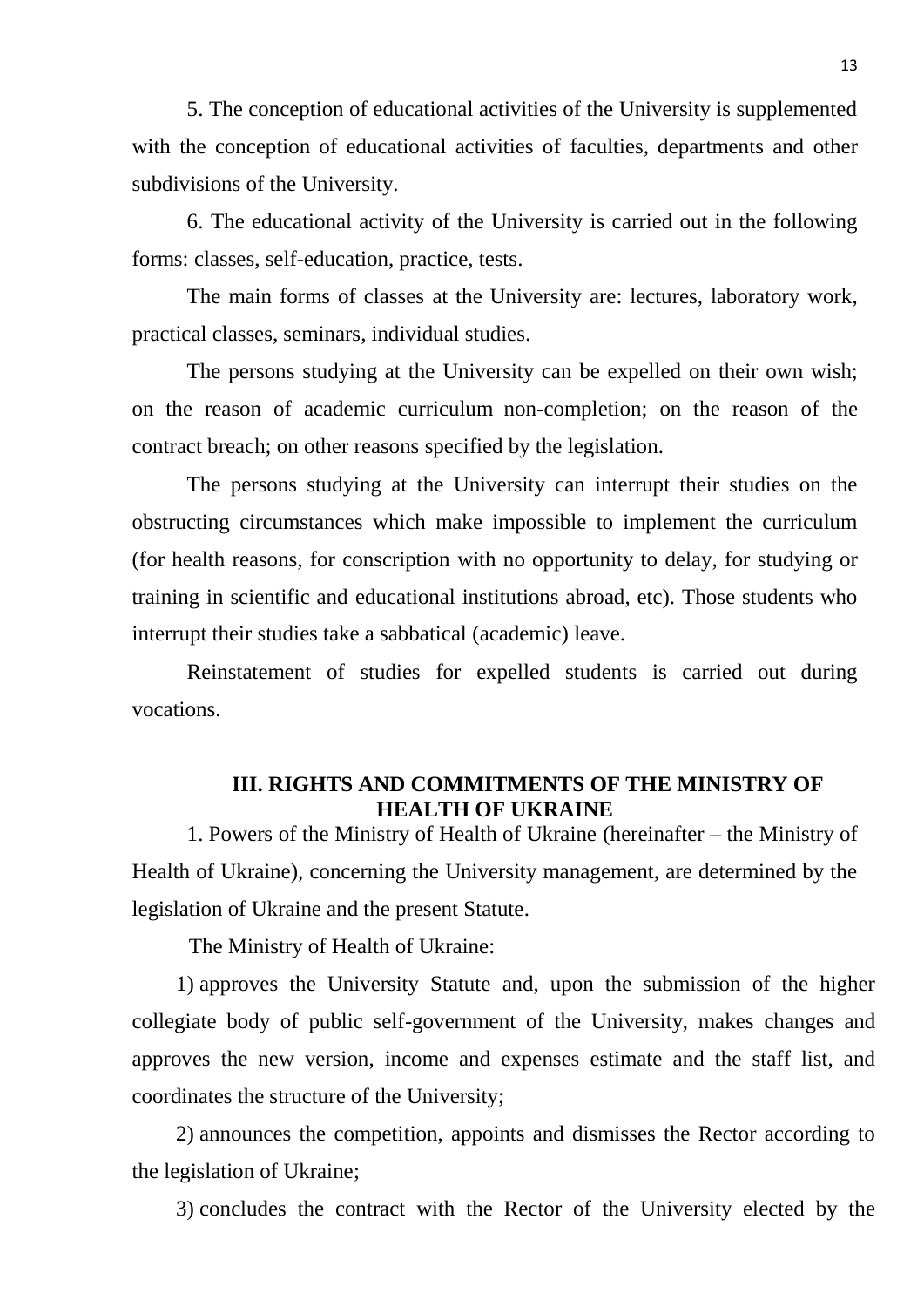5. The conception of educational activities of the University is supplemented with the conception of educational activities of faculties, departments and other subdivisions of the University.

6. The educational activity of the University is carried out in the following forms: classes, self-education, practice, tests.

The main forms of classes at the University are: lectures, laboratory work, practical classes, seminars, individual studies.

The persons studying at the University can be expelled on their own wish; on the reason of academic curriculum non-completion; on the reason of the contract breach; on other reasons specified by the legislation.

The persons studying at the University can interrupt their studies on the obstructing circumstances which make impossible to implement the curriculum (for health reasons, for conscription with no opportunity to delay, for studying or training in scientific and educational institutions abroad, etc). Those students who interrupt their studies take a sabbatical (academic) leave.

Reinstatement of studies for expelled students is carried out during vocations.

## III. RIGHTS AND COMMITMENTS OF THE MINISTRY OF HEALTH OF UKRAINE

1. Powers of the Ministry of Health of Ukraine (hereinafter – the Ministry of Health of Ukraine), concerning the University management, are determined by the legislation of Ukraine and the present Statute.

The Ministry of Health of Ukraine:

1) approves the University Statute and, upon the submission of the higher collegiate body of public self-government of the University, makes changes and approves the new version, income and expenses estimate and the staff list, and coordinates the structure of the University;

2) announces the competition, appoints and dismisses the Rector according to the legislation of Ukraine;

3) concludes the contract with the Rector of the University elected by the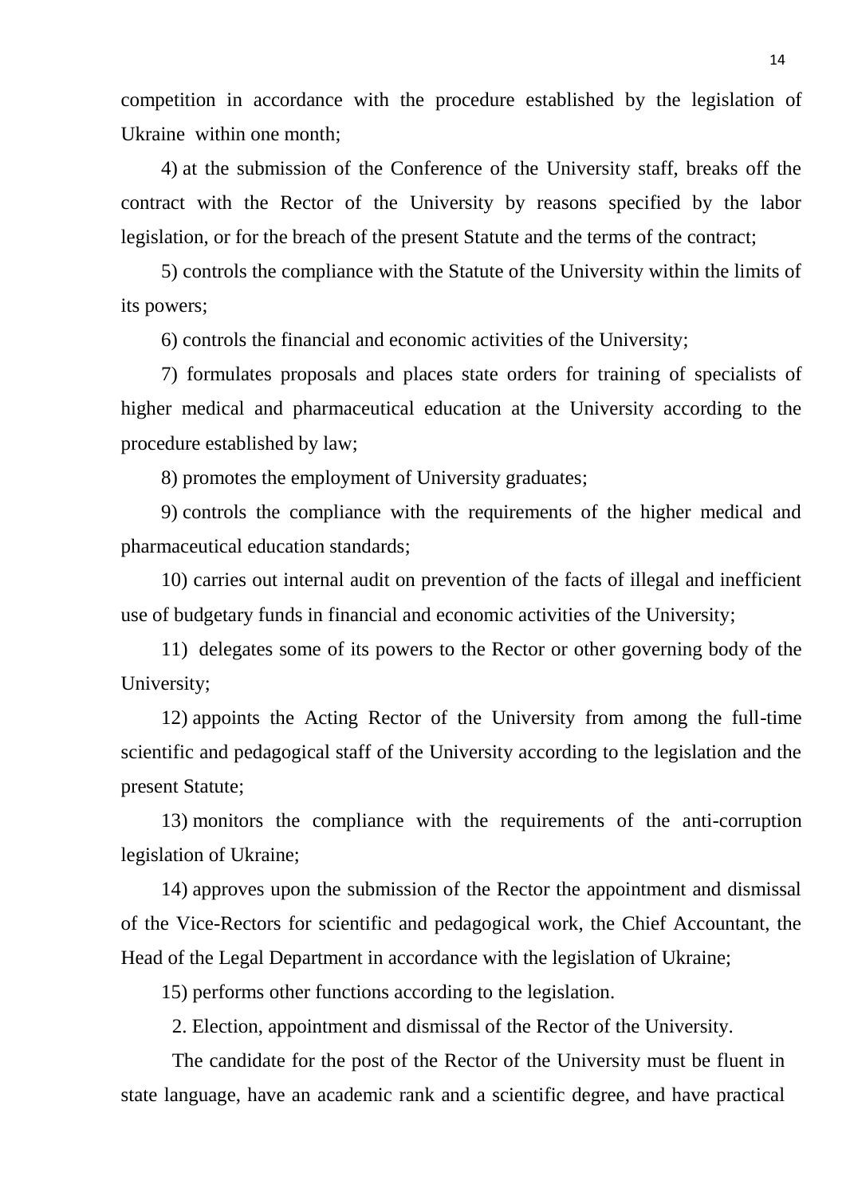competition in accordance with the procedure established by the legislation of Ukraine within one month;

4) at the submission of the Conference of the University staff, breaks off the contract with the Rector of the University by reasons specified by the labor legislation, or for the breach of the present Statute and the terms of the contract;

5) controls the compliance with the Statute of the University within the limits of its powers;

6) controls the financial and economic activities of the University;

7) formulates proposals and places state orders for training of specialists of higher medical and pharmaceutical education at the University according to the procedure established by law;

8) promotes the employment of University graduates;

9) controls the compliance with the requirements of the higher medical and pharmaceutical education standards;

10) carries out internal audit on prevention of the facts of illegal and inefficient use of budgetary funds in financial and economic activities of the University;

11) delegates some of its powers to the Rector or other governing body of the University;

12) appoints the Acting Rector of the University from among the full-time scientific and pedagogical staff of the University according to the legislation and the present Statute;

13) monitors the compliance with the requirements of the anti-corruption legislation of Ukraine;

14) approves upon the submission of the Rector the appointment and dismissal of the Vice-Rectors for scientific and pedagogical work, the Chief Accountant, the Head of the Legal Department in accordance with the legislation of Ukraine;

15) performs other functions according to the legislation.

2. Election, appointment and dismissal of the Rector of the University.

The candidate for the post of the Rector of the University must be fluent in state language, have an academic rank and a scientific degree, and have practical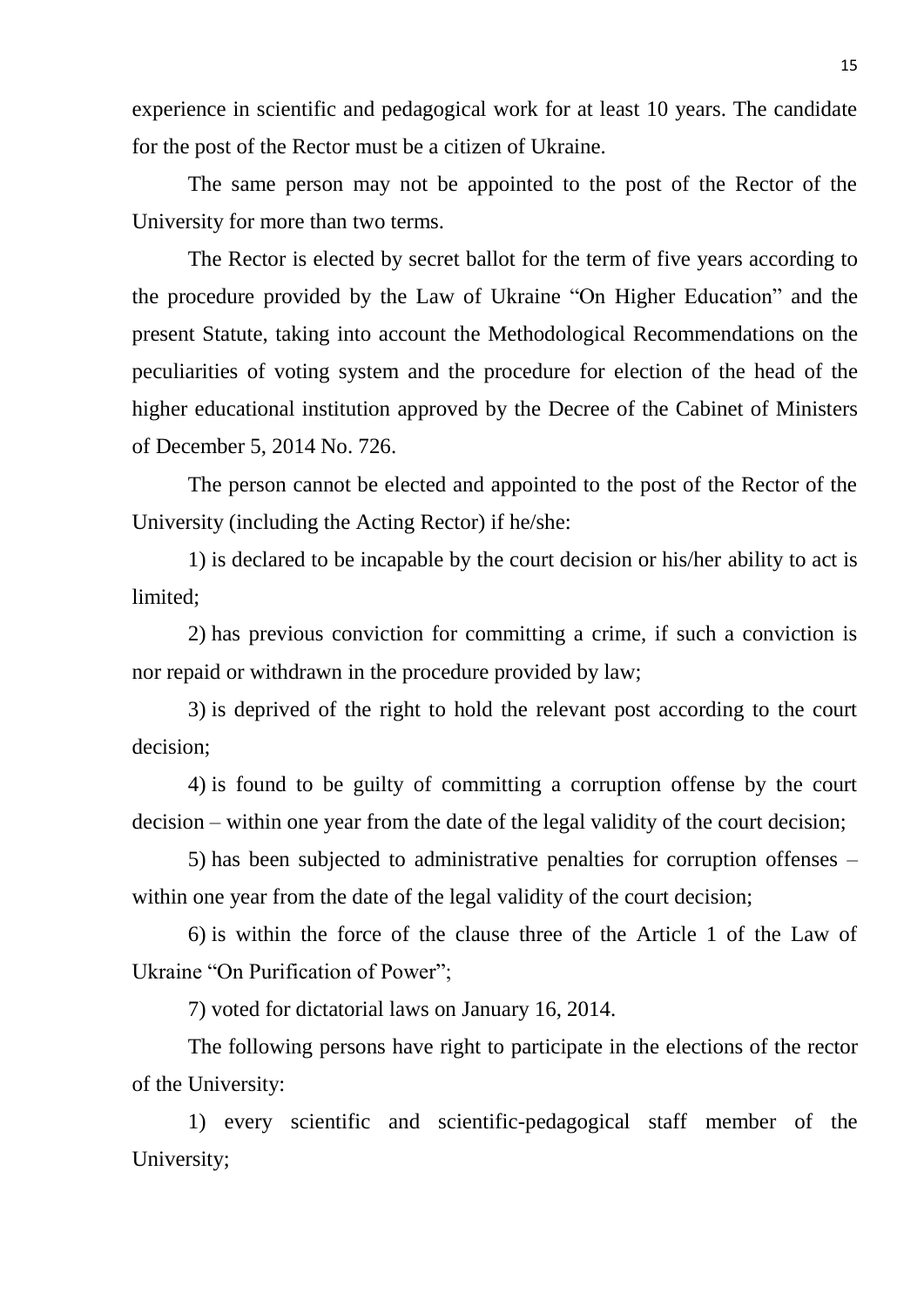experience in scientific and pedagogical work for at least 10 years. The candidate for the post of the Rector must be a citizen of Ukraine.

The same person may not be appointed to the post of the Rector of the University for more than two terms.

The Rector is elected by secret ballot for the term of five years according to the procedure provided by the Law of Ukraine "On Higher Education" and the present Statute, taking into account the Methodological Recommendations on the peculiarities of voting system and the procedure for election of the head of the higher educational institution approved by the Decree of the Cabinet of Ministers of December 5, 2014 No. 726.

The person cannot be elected and appointed to the post of the Rector of the University (including the Acting Rector) if he/she:

1) is declared to be incapable by the court decision or his/her ability to act is limited;

2) has previous conviction for committing a crime, if such a conviction is nor repaid or withdrawn in the procedure provided by law;

3) is deprived of the right to hold the relevant post according to the court decision;

4) is found to be guilty of committing a corruption offense by the court decision – within one year from the date of the legal validity of the court decision;

5) has been subjected to administrative penalties for corruption offenses – within one year from the date of the legal validity of the court decision;

6) is within the force of the clause three of the Article 1 of the Law of Ukraine "On Purification of Power";

7) voted for dictatorial laws on January 16, 2014.

The following persons have right to participate in the elections of the rector of the University:

1) every scientific and scientific-pedagogical staff member of the University;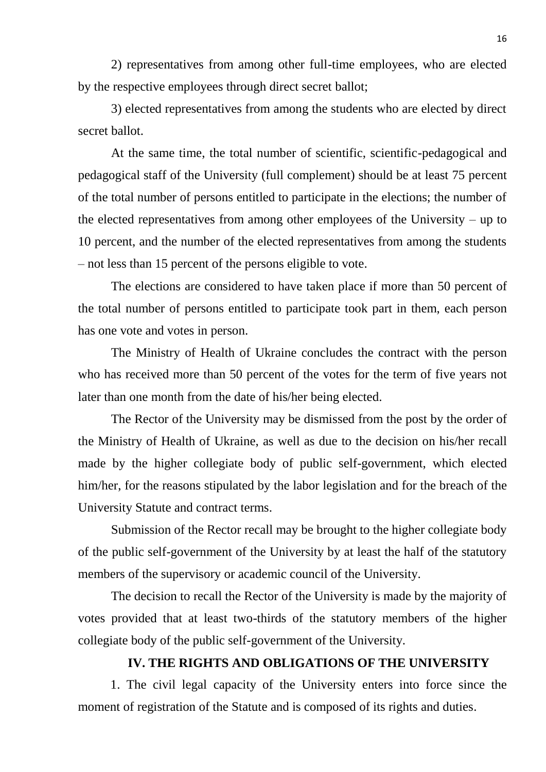2) representatives from among other full-time employees, who are elected by the respective employees through direct secret ballot;

3) elected representatives from among the students who are elected by direct secret ballot.

At the same time, the total number of scientific, scientific-pedagogical and pedagogical staff of the University (full complement) should be at least 75 percent of the total number of persons entitled to participate in the elections; the number of the elected representatives from among other employees of the University – up to 10 percent, and the number of the elected representatives from among the students – not less than 15 percent of the persons eligible to vote.

The elections are considered to have taken place if more than 50 percent of the total number of persons entitled to participate took part in them, each person has one vote and votes in person.

The Ministry of Health of Ukraine concludes the contract with the person who has received more than 50 percent of the votes for the term of five years not later than one month from the date of his/her being elected.

The Rector of the University may be dismissed from the post by the order of the Ministry of Health of Ukraine, as well as due to the decision on his/her recall made by the higher collegiate body of public self-government, which elected him/her, for the reasons stipulated by the labor legislation and for the breach of the University Statute and contract terms.

Submission of the Rector recall may be brought to the higher collegiate body of the public self-government of the University by at least the half of the statutory members of the supervisory or academic council of the University.

The decision to recall the Rector of the University is made by the majority of votes provided that at least two-thirds of the statutory members of the higher collegiate body of the public self-government of the University.

## IV. THE RIGHTS AND OBLIGATIONS OF THE UNIVERSITY

1. The civil legal capacity of the University enters into force since the moment of registration of the Statute and is composed of its rights and duties.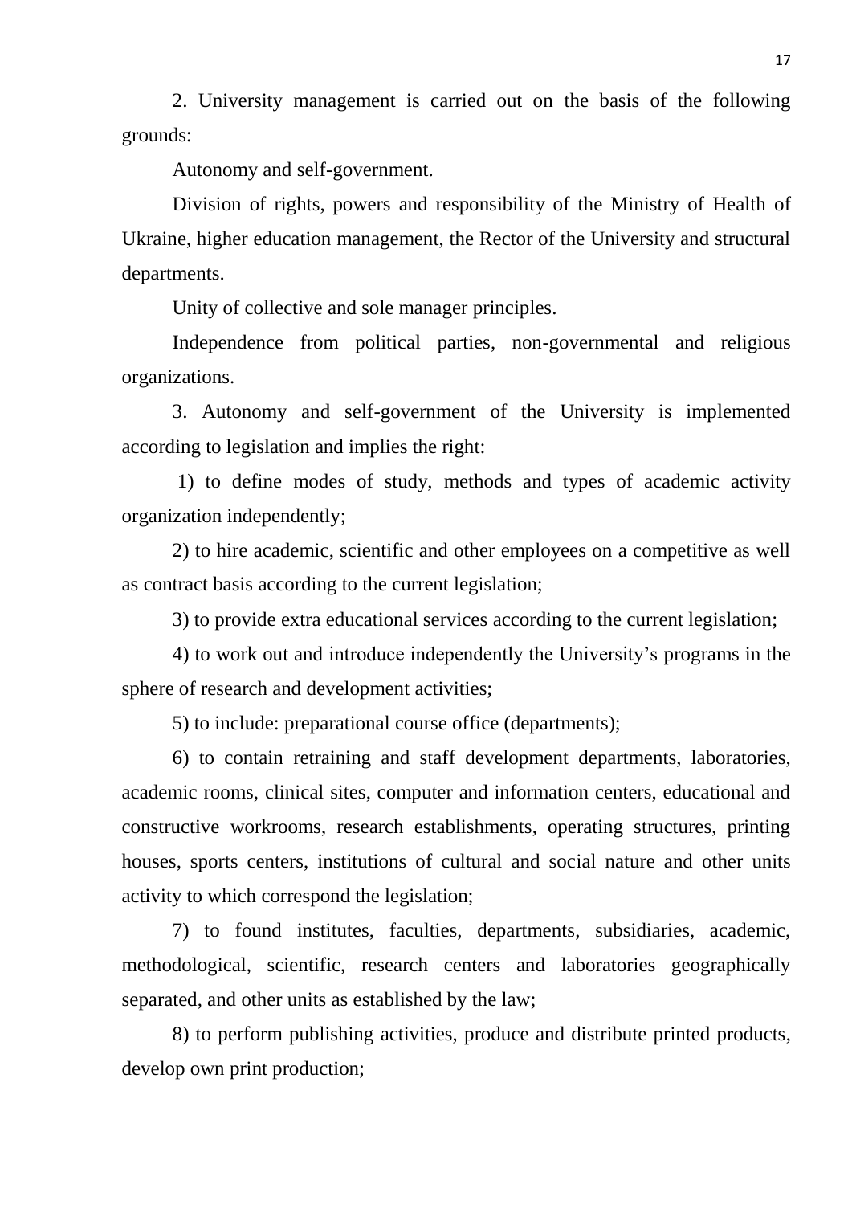2. University management is carried out on the basis of the following grounds:

Autonomy and self-government.

Division of rights, powers and responsibility of the Ministry of Health of Ukraine, higher education management, the Rector of the University and structural departments.

Unity of collective and sole manager principles.

Independence from political parties, non-governmental and religious organizations.

3. Autonomy and self-government of the University is implemented according to legislation and implies the right:

1) to define modes of study, methods and types of academic activity organization independently;

2) to hire academic, scientific and other employees on a competitive as well as contract basis according to the current legislation;

3) to provide extra educational services according to the current legislation;

4) to work out and introduce independently the University's programs in the sphere of research and development activities;

5) to include: preparational course office (departments);

6) to contain retraining and staff development departments, laboratories, academic rooms, clinical sites, computer and information centers, educational and constructive workrooms, research establishments, operating structures, printing houses, sports centers, institutions of cultural and social nature and other units activity to which correspond the legislation;

7) to found institutes, faculties, departments, subsidiaries, academic, methodological, scientific, research centers and laboratories geographically separated, and other units as established by the law;

8) to perform publishing activities, produce and distribute printed products, develop own print production;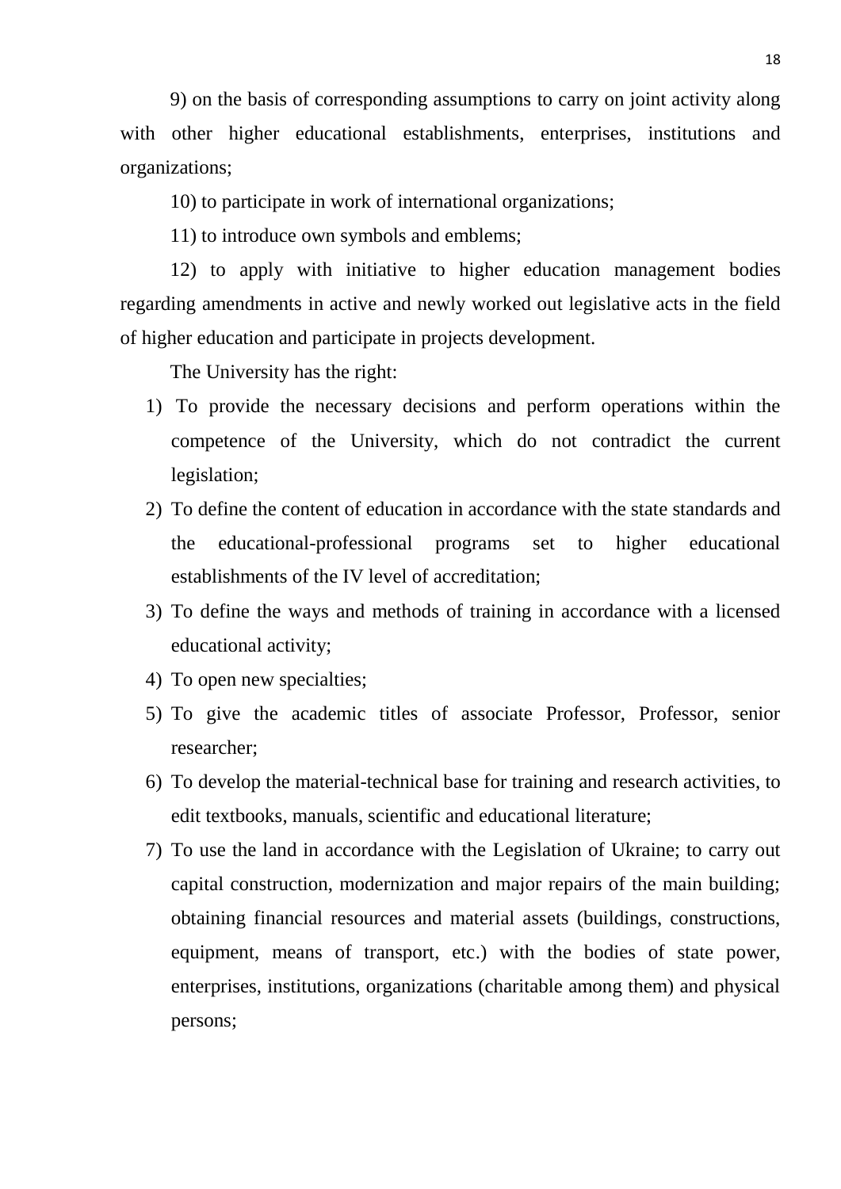9) on the basis of corresponding assumptions to carry on joint activity along with other higher educational establishments, enterprises, institutions and organizations;

10) to participate in work of international organizations;

11) to introduce own symbols and emblems;

12) to apply with initiative to higher education management bodies regarding amendments in active and newly worked out legislative acts in the field of higher education and participate in projects development.

The University has the right:

1) To provide the necessary decisions and perform operations within the competence of the University, which do not contradict the current legislation;
2) To define the content of education in accordance with the state standards and the educational-professional programs set to higher educational establishments of the IV level of accreditation;
3) To define the ways and methods of training in accordance with a licensed educational activity;
4) To open new specialties;
5) To give the academic titles of associate Professor, Professor, senior researcher;
6) To develop the material-technical base for training and research activities, to edit textbooks, manuals, scientific and educational literature;
7) To use the land in accordance with the Legislation of Ukraine; to carry out capital construction, modernization and major repairs of the main building; obtaining financial resources and material assets (buildings, constructions, equipment, means of transport, etc.) with the bodies of state power, enterprises, institutions, organizations (charitable among them) and physical persons;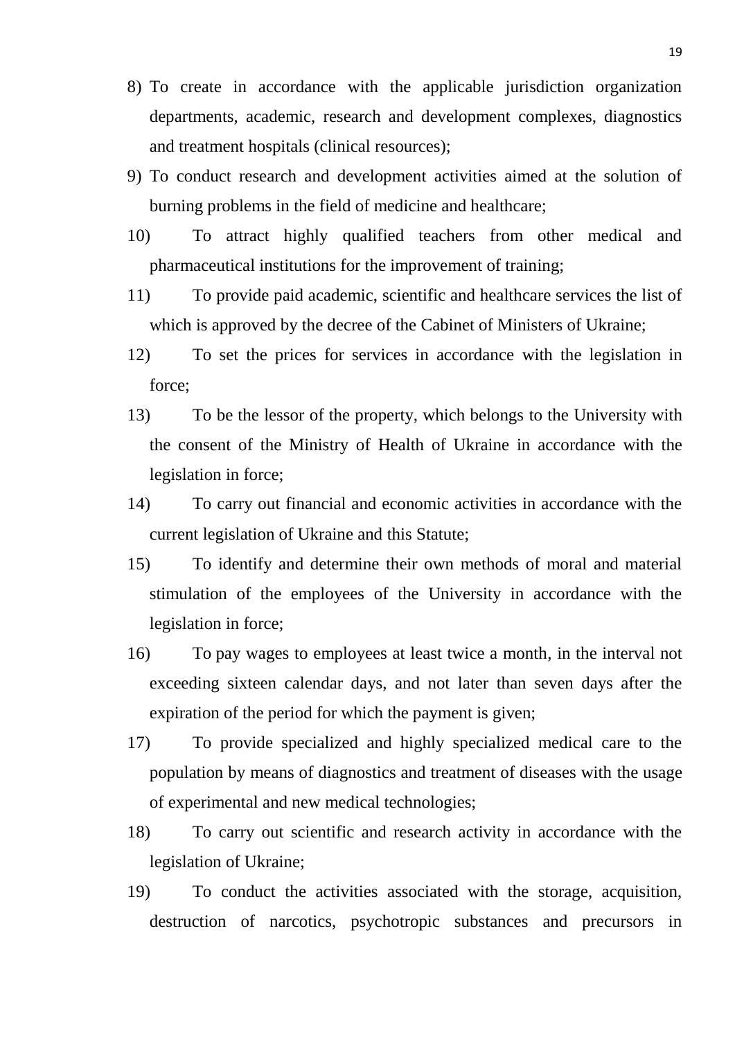8) To create in accordance with the applicable jurisdiction organization departments, academic, research and development complexes, diagnostics and treatment hospitals (clinical resources);
9) To conduct research and development activities aimed at the solution of burning problems in the field of medicine and healthcare;
10) To attract highly qualified teachers from other medical and pharmaceutical institutions for the improvement of training;
11) To provide paid academic, scientific and healthcare services the list of which is approved by the decree of the Cabinet of Ministers of Ukraine;
12) To set the prices for services in accordance with the legislation in force;
13) To be the lessor of the property, which belongs to the University with the consent of the Ministry of Health of Ukraine in accordance with the legislation in force;
14) To carry out financial and economic activities in accordance with the current legislation of Ukraine and this Statute;
15) To identify and determine their own methods of moral and material stimulation of the employees of the University in accordance with the legislation in force;
16) To pay wages to employees at least twice a month, in the interval not exceeding sixteen calendar days, and not later than seven days after the expiration of the period for which the payment is given;
17) To provide specialized and highly specialized medical care to the population by means of diagnostics and treatment of diseases with the usage of experimental and new medical technologies;
18) To carry out scientific and research activity in accordance with the legislation of Ukraine;
19) To conduct the activities associated with the storage, acquisition, destruction of narcotics, psychotropic substances and precursors in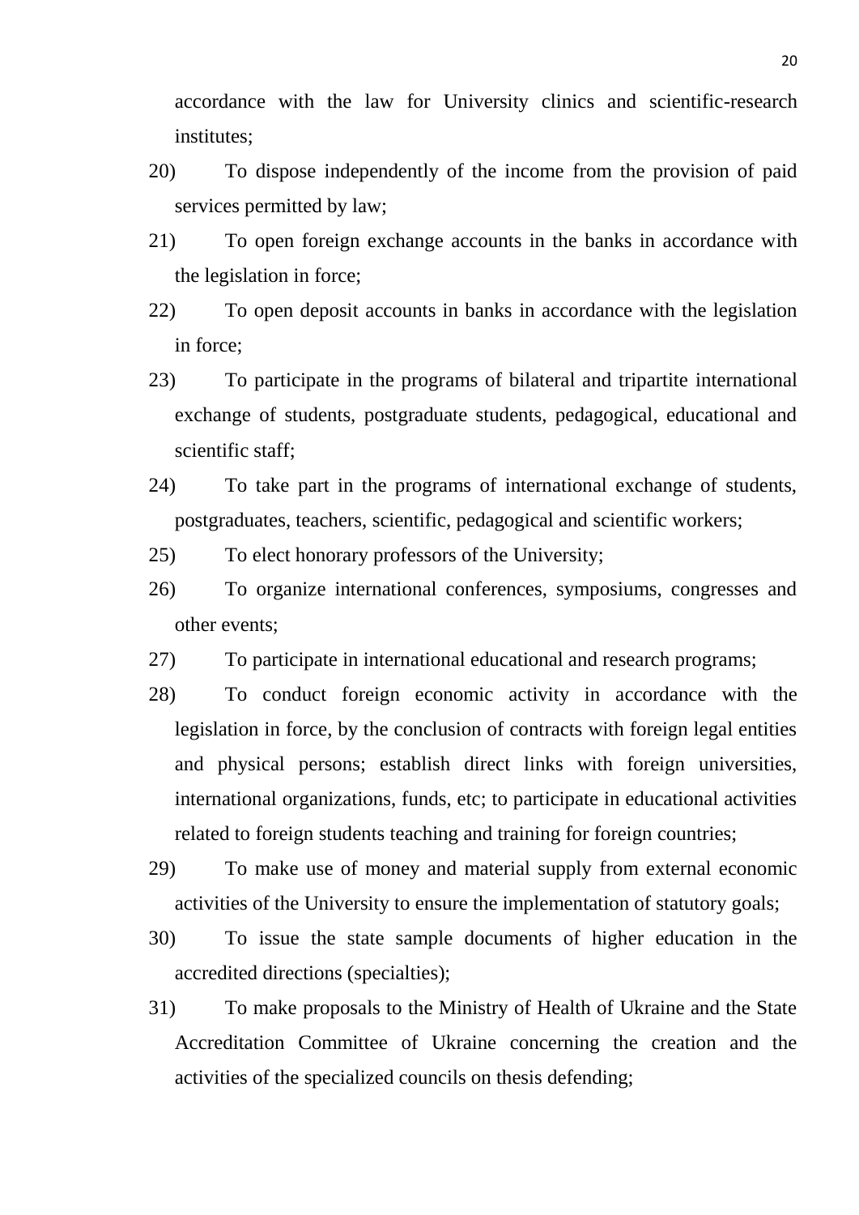accordance with the law for University clinics and scientific-research institutes;

20) To dispose independently of the income from the provision of paid services permitted by law;

21) To open foreign exchange accounts in the banks in accordance with the legislation in force;

22) To open deposit accounts in banks in accordance with the legislation in force;

23) To participate in the programs of bilateral and tripartite international exchange of students, postgraduate students, pedagogical, educational and scientific staff;

24) To take part in the programs of international exchange of students, postgraduates, teachers, scientific, pedagogical and scientific workers;

25) To elect honorary professors of the University;

26) To organize international conferences, symposiums, congresses and other events;

27) To participate in international educational and research programs;

28) To conduct foreign economic activity in accordance with the legislation in force, by the conclusion of contracts with foreign legal entities and physical persons; establish direct links with foreign universities, international organizations, funds, etc; to participate in educational activities related to foreign students teaching and training for foreign countries;

29) To make use of money and material supply from external economic activities of the University to ensure the implementation of statutory goals;

30) To issue the state sample documents of higher education in the accredited directions (specialties);

31) To make proposals to the Ministry of Health of Ukraine and the State Accreditation Committee of Ukraine concerning the creation and the activities of the specialized councils on thesis defending;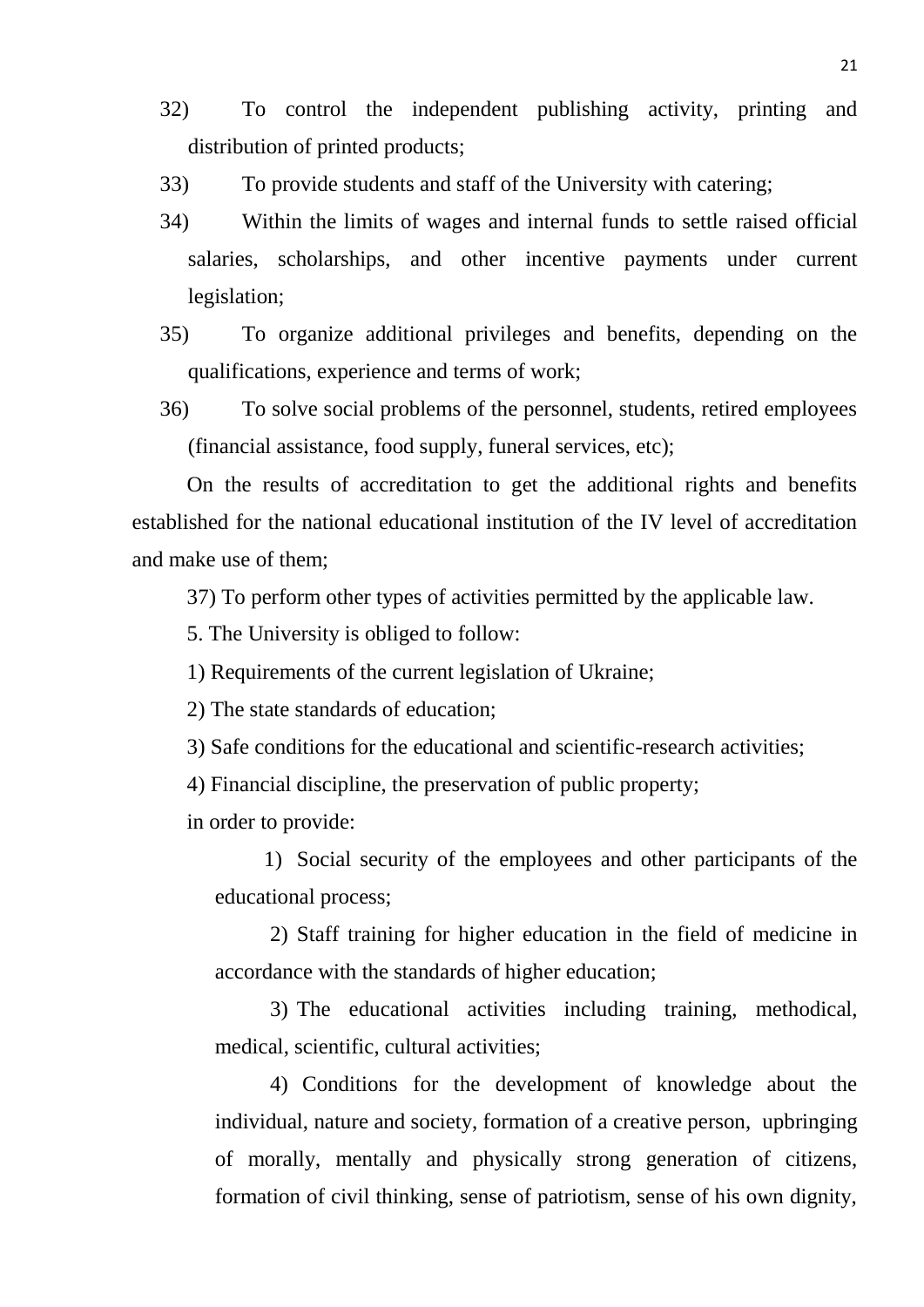32) To control the independent publishing activity, printing and distribution of printed products;

33) To provide students and staff of the University with catering;

34) Within the limits of wages and internal funds to settle raised official salaries, scholarships, and other incentive payments under current legislation;

35) To organize additional privileges and benefits, depending on the qualifications, experience and terms of work;

36) To solve social problems of the personnel, students, retired employees (financial assistance, food supply, funeral services, etc);

On the results of accreditation to get the additional rights and benefits established for the national educational institution of the IV level of accreditation and make use of them;

37) To perform other types of activities permitted by the applicable law.

5. The University is obliged to follow:

1) Requirements of the current legislation of Ukraine;

2) The state standards of education;

3) Safe conditions for the educational and scientific-research activities;

4) Financial discipline, the preservation of public property;

in order to provide:

1) Social security of the employees and other participants of the educational process;

2) Staff training for higher education in the field of medicine in accordance with the standards of higher education;

3) The educational activities including training, methodical, medical, scientific, cultural activities;

4) Conditions for the development of knowledge about the individual, nature and society, formation of a creative person, upbringing of morally, mentally and physically strong generation of citizens, formation of civil thinking, sense of patriotism, sense of his own dignity,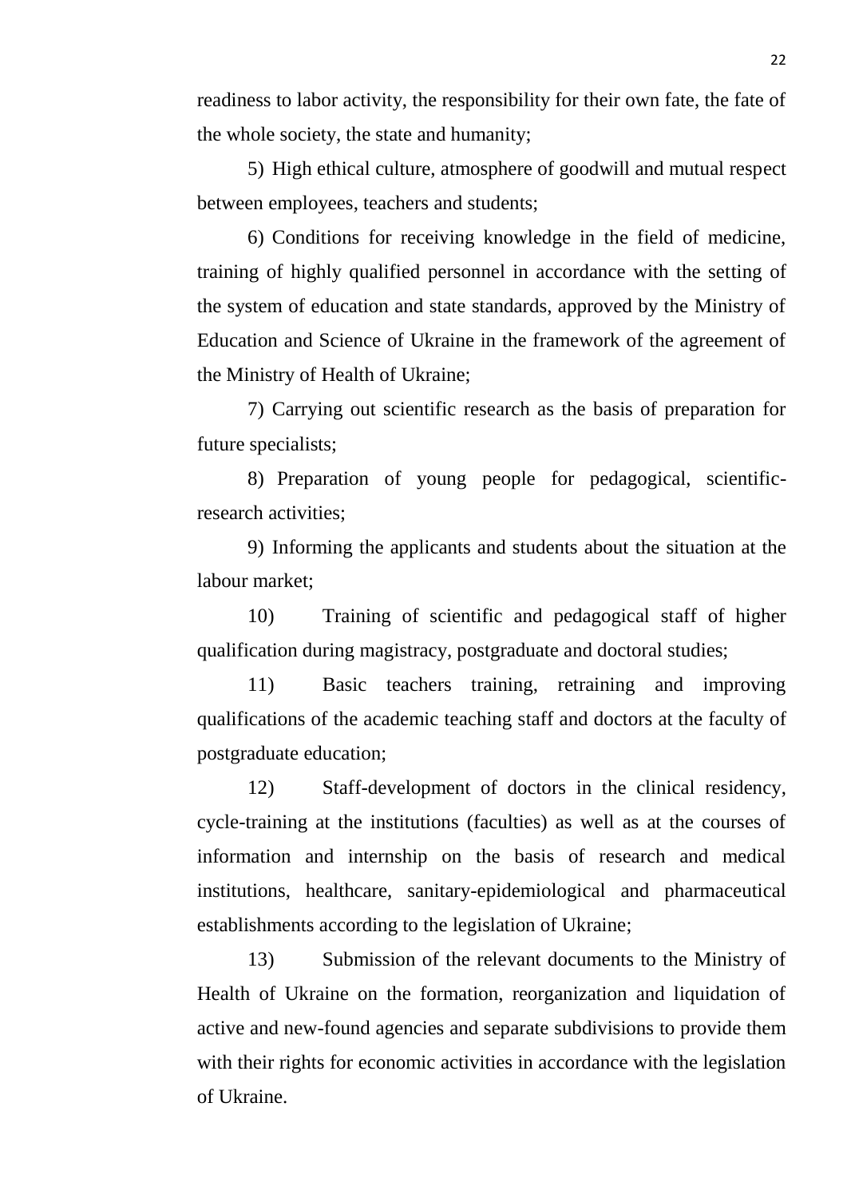readiness to labor activity, the responsibility for their own fate, the fate of the whole society, the state and humanity;

5) High ethical culture, atmosphere of goodwill and mutual respect between employees, teachers and students;

6) Conditions for receiving knowledge in the field of medicine, training of highly qualified personnel in accordance with the setting of the system of education and state standards, approved by the Ministry of Education and Science of Ukraine in the framework of the agreement of the Ministry of Health of Ukraine;

7) Carrying out scientific research as the basis of preparation for future specialists;

8) Preparation of young people for pedagogical, scientific-research activities;

9) Informing the applicants and students about the situation at the labour market;

10) Training of scientific and pedagogical staff of higher qualification during magistracy, postgraduate and doctoral studies;

11) Basic teachers training, retraining and improving qualifications of the academic teaching staff and doctors at the faculty of postgraduate education;

12) Staff-development of doctors in the clinical residency, cycle-training at the institutions (faculties) as well as at the courses of information and internship on the basis of research and medical institutions, healthcare, sanitary-epidemiological and pharmaceutical establishments according to the legislation of Ukraine;

13) Submission of the relevant documents to the Ministry of Health of Ukraine on the formation, reorganization and liquidation of active and new-found agencies and separate subdivisions to provide them with their rights for economic activities in accordance with the legislation of Ukraine.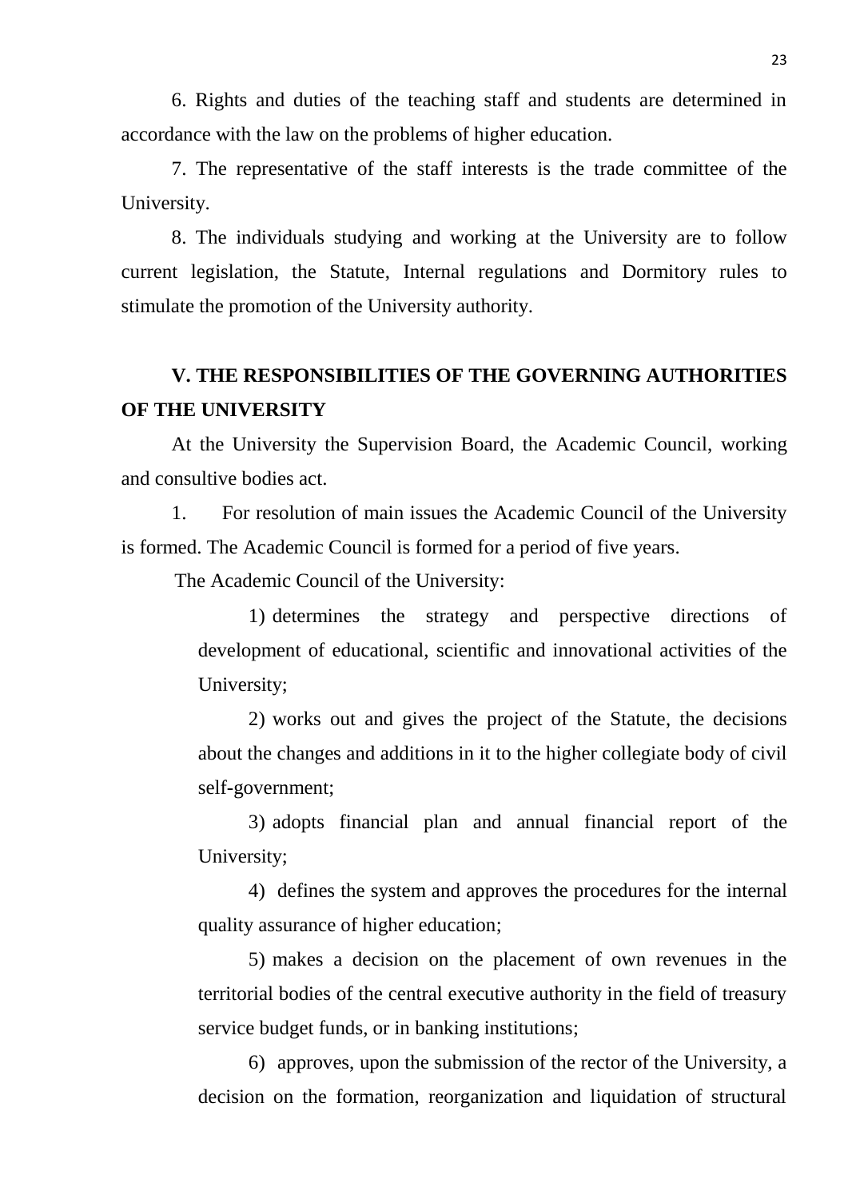6. Rights and duties of the teaching staff and students are determined in accordance with the law on the problems of higher education.

7. The representative of the staff interests is the trade committee of the University.

8. The individuals studying and working at the University are to follow current legislation, the Statute, Internal regulations and Dormitory rules to stimulate the promotion of the University authority.

## V. THE RESPONSIBILITIES OF THE GOVERNING AUTHORITIES OF THE UNIVERSITY

At the University the Supervision Board, the Academic Council, working and consultive bodies act.

1. For resolution of main issues the Academic Council of the University is formed. The Academic Council is formed for a period of five years.

The Academic Council of the University:

1) determines the strategy and perspective directions of development of educational, scientific and innovational activities of the University;

2) works out and gives the project of the Statute, the decisions about the changes and additions in it to the higher collegiate body of civil self-government;

3) adopts financial plan and annual financial report of the University;

4) defines the system and approves the procedures for the internal quality assurance of higher education;

5) makes a decision on the placement of own revenues in the territorial bodies of the central executive authority in the field of treasury service budget funds, or in banking institutions;

6) approves, upon the submission of the rector of the University, a decision on the formation, reorganization and liquidation of structural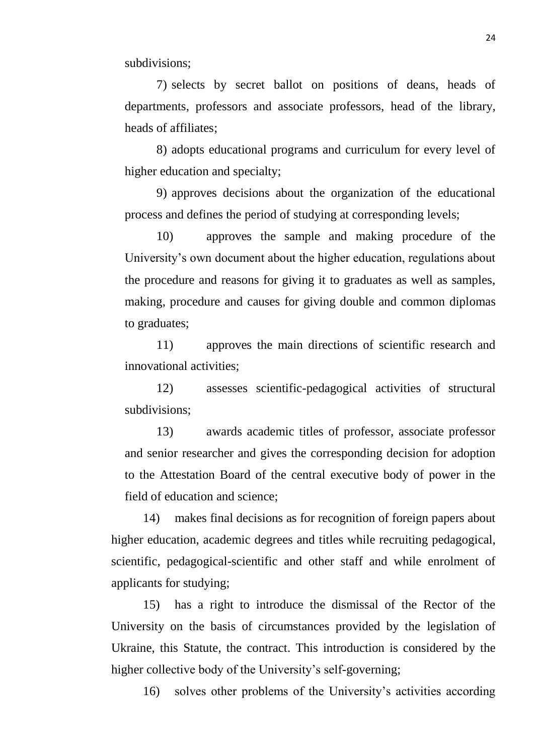subdivisions;

7) selects by secret ballot on positions of deans, heads of departments, professors and associate professors, head of the library, heads of affiliates;

8) adopts educational programs and curriculum for every level of higher education and specialty;

9) approves decisions about the organization of the educational process and defines the period of studying at corresponding levels;

10) approves the sample and making procedure of the University's own document about the higher education, regulations about the procedure and reasons for giving it to graduates as well as samples, making, procedure and causes for giving double and common diplomas to graduates;

11) approves the main directions of scientific research and innovational activities;

12) assesses scientific-pedagogical activities of structural subdivisions;

13) awards academic titles of professor, associate professor and senior researcher and gives the corresponding decision for adoption to the Attestation Board of the central executive body of power in the field of education and science;

14) makes final decisions as for recognition of foreign papers about higher education, academic degrees and titles while recruiting pedagogical, scientific, pedagogical-scientific and other staff and while enrolment of applicants for studying;

15) has a right to introduce the dismissal of the Rector of the University on the basis of circumstances provided by the legislation of Ukraine, this Statute, the contract. This introduction is considered by the higher collective body of the University's self-governing;

16) solves other problems of the University's activities according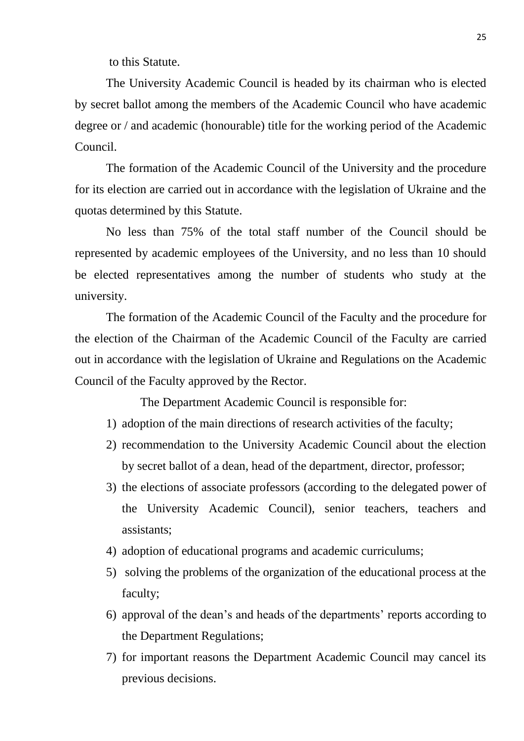to this Statute.

The University Academic Council is headed by its chairman who is elected by secret ballot among the members of the Academic Council who have academic degree or / and academic (honourable) title for the working period of the Academic Council.

The formation of the Academic Council of the University and the procedure for its election are carried out in accordance with the legislation of Ukraine and the quotas determined by this Statute.

No less than 75% of the total staff number of the Council should be represented by academic employees of the University, and no less than 10 should be elected representatives among the number of students who study at the university.

The formation of the Academic Council of the Faculty and the procedure for the election of the Chairman of the Academic Council of the Faculty are carried out in accordance with the legislation of Ukraine and Regulations on the Academic Council of the Faculty approved by the Rector.

The Department Academic Council is responsible for:

1) adoption of the main directions of research activities of the faculty;
2) recommendation to the University Academic Council about the election by secret ballot of a dean, head of the department, director, professor;
3) the elections of associate professors (according to the delegated power of the University Academic Council), senior teachers, teachers and assistants;
4) adoption of educational programs and academic curriculums;
5) solving the problems of the organization of the educational process at the faculty;
6) approval of the dean's and heads of the departments' reports according to the Department Regulations;
7) for important reasons the Department Academic Council may cancel its previous decisions.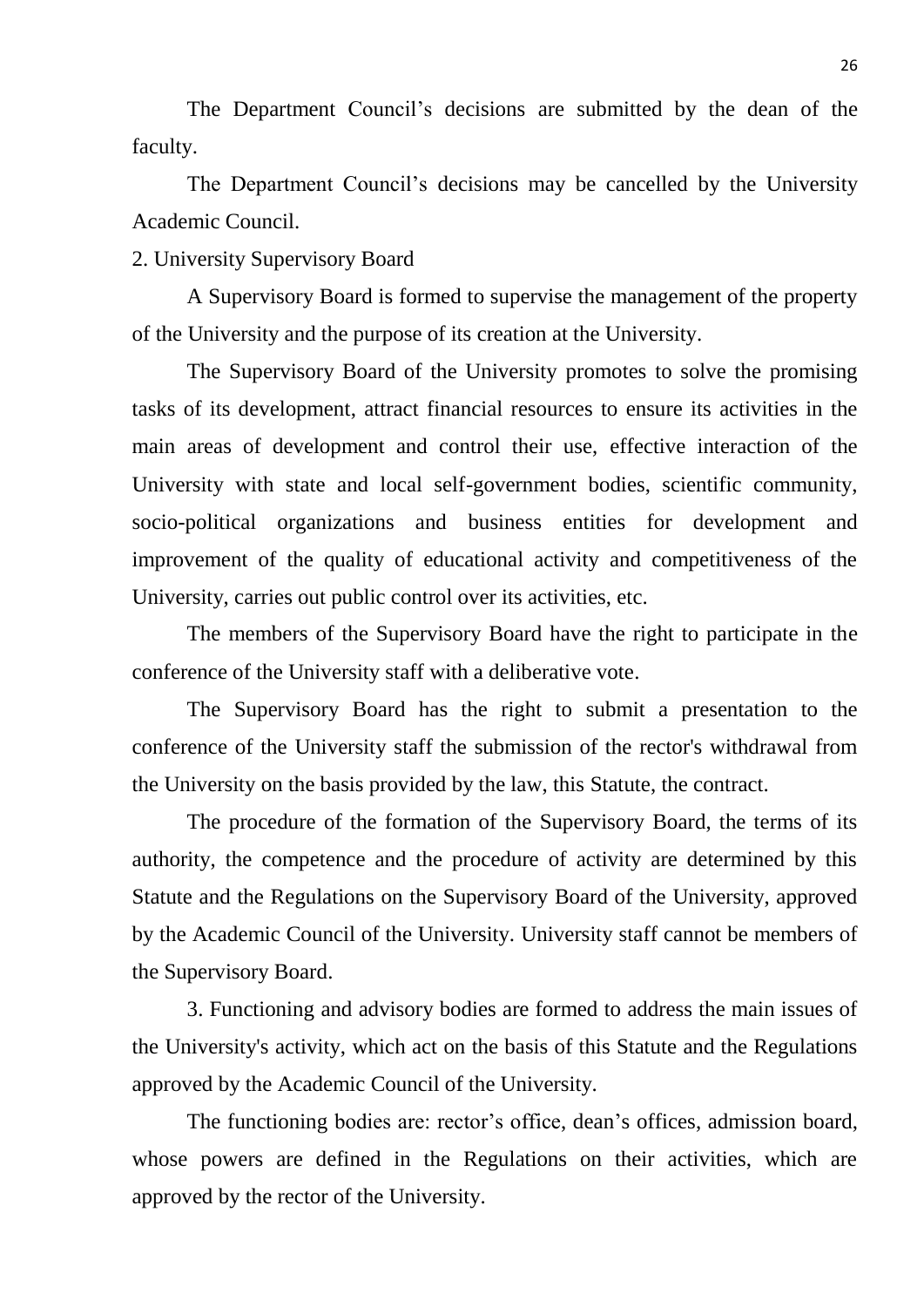The Department Council's decisions are submitted by the dean of the faculty.

The Department Council's decisions may be cancelled by the University Academic Council.

2. University Supervisory Board

A Supervisory Board is formed to supervise the management of the property of the University and the purpose of its creation at the University.

The Supervisory Board of the University promotes to solve the promising tasks of its development, attract financial resources to ensure its activities in the main areas of development and control their use, effective interaction of the University with state and local self-government bodies, scientific community, socio-political organizations and business entities for development and improvement of the quality of educational activity and competitiveness of the University, carries out public control over its activities, etc.

The members of the Supervisory Board have the right to participate in the conference of the University staff with a deliberative vote.

The Supervisory Board has the right to submit a presentation to the conference of the University staff the submission of the rector's withdrawal from the University on the basis provided by the law, this Statute, the contract.

The procedure of the formation of the Supervisory Board, the terms of its authority, the competence and the procedure of activity are determined by this Statute and the Regulations on the Supervisory Board of the University, approved by the Academic Council of the University. University staff cannot be members of the Supervisory Board.

3. Functioning and advisory bodies are formed to address the main issues of the University's activity, which act on the basis of this Statute and the Regulations approved by the Academic Council of the University.

The functioning bodies are: rector's office, dean's offices, admission board, whose powers are defined in the Regulations on their activities, which are approved by the rector of the University.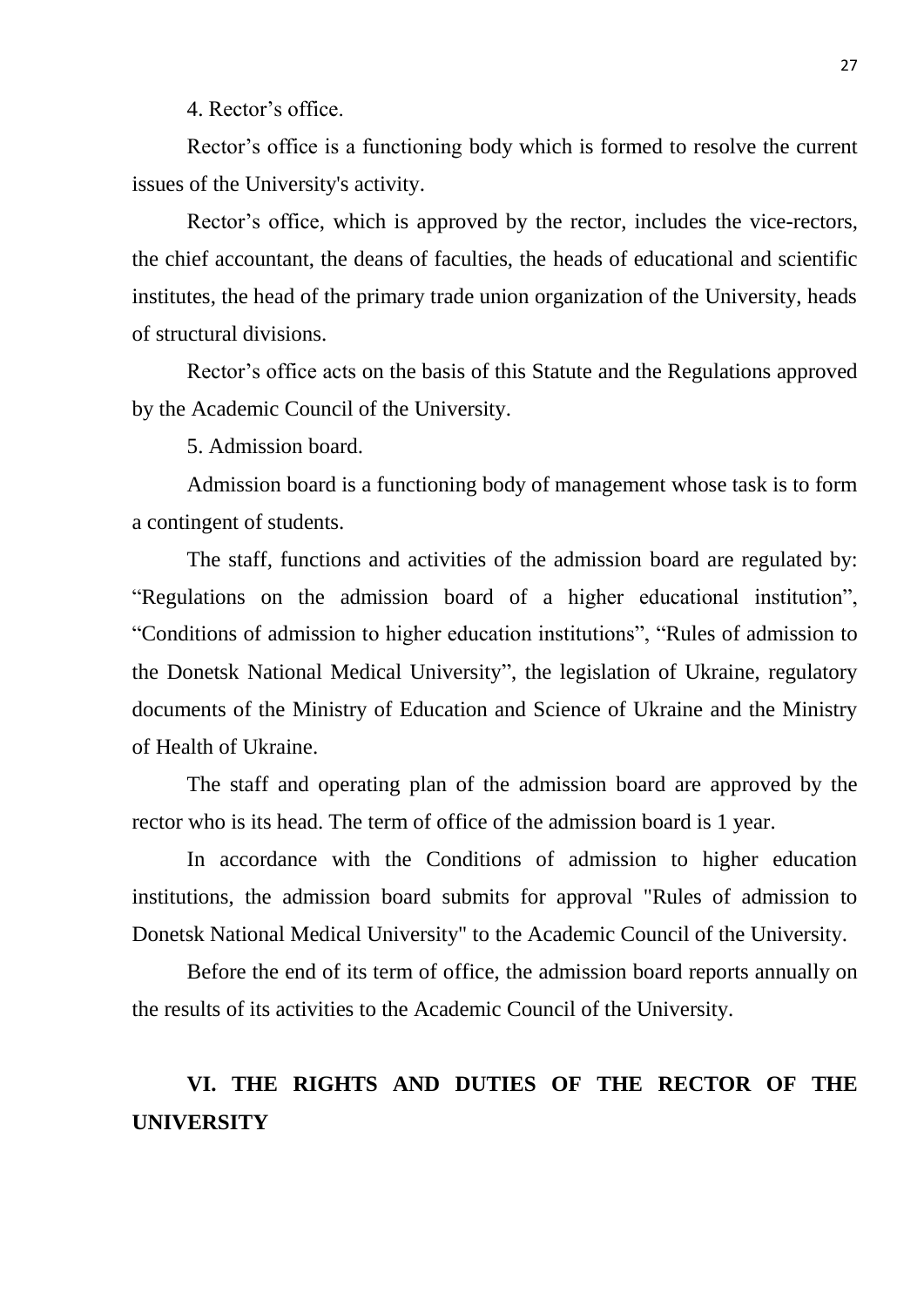4. Rector’s office.

Rector’s office is a functioning body which is formed to resolve the current issues of the University's activity.

Rector’s office, which is approved by the rector, includes the vice-rectors, the chief accountant, the deans of faculties, the heads of educational and scientific institutes, the head of the primary trade union organization of the University, heads of structural divisions.

Rector’s office acts on the basis of this Statute and the Regulations approved by the Academic Council of the University.

5. Admission board.

Admission board is a functioning body of management whose task is to form a contingent of students.

The staff, functions and activities of the admission board are regulated by: “Regulations on the admission board of a higher educational institution”, “Conditions of admission to higher education institutions”, “Rules of admission to the Donetsk National Medical University”, the legislation of Ukraine, regulatory documents of the Ministry of Education and Science of Ukraine and the Ministry of Health of Ukraine.

The staff and operating plan of the admission board are approved by the rector who is its head. The term of office of the admission board is 1 year.

In accordance with the Conditions of admission to higher education institutions, the admission board submits for approval "Rules of admission to Donetsk National Medical University" to the Academic Council of the University.

Before the end of its term of office, the admission board reports annually on the results of its activities to the Academic Council of the University.

## VI. THE RIGHTS AND DUTIES OF THE RECTOR OF THE UNIVERSITY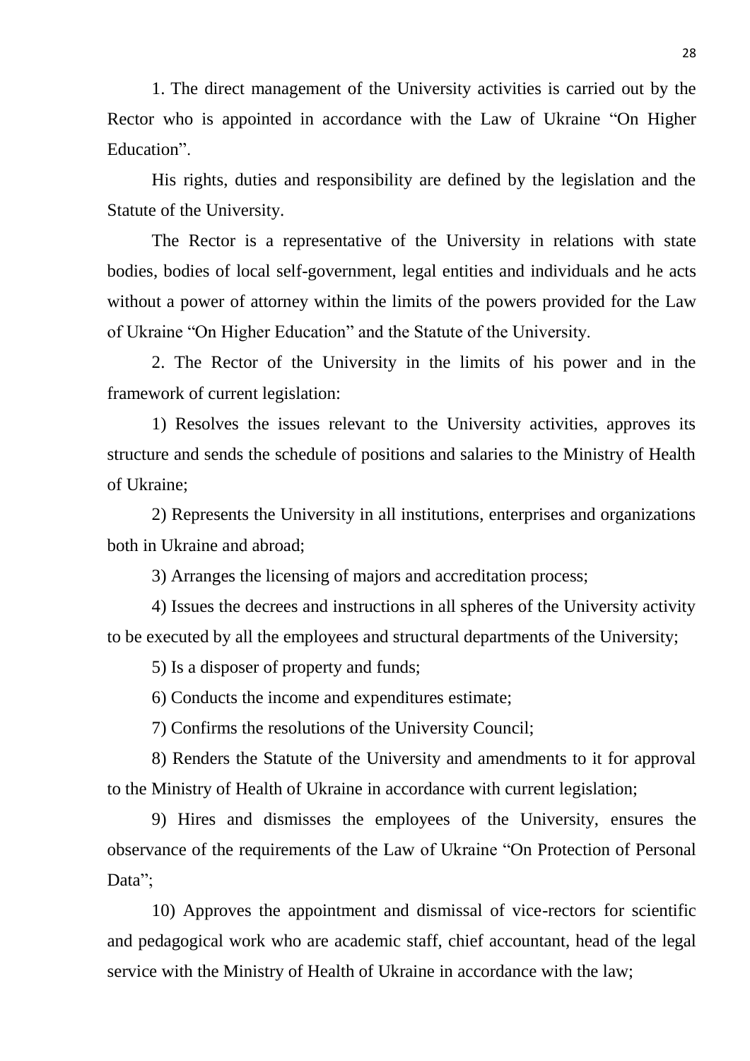1. The direct management of the University activities is carried out by the Rector who is appointed in accordance with the Law of Ukraine "On Higher Education".

His rights, duties and responsibility are defined by the legislation and the Statute of the University.

The Rector is a representative of the University in relations with state bodies, bodies of local self-government, legal entities and individuals and he acts without a power of attorney within the limits of the powers provided for the Law of Ukraine "On Higher Education" and the Statute of the University.

2. The Rector of the University in the limits of his power and in the framework of current legislation:

1) Resolves the issues relevant to the University activities, approves its structure and sends the schedule of positions and salaries to the Ministry of Health of Ukraine;

2) Represents the University in all institutions, enterprises and organizations both in Ukraine and abroad;

3) Arranges the licensing of majors and accreditation process;

4) Issues the decrees and instructions in all spheres of the University activity to be executed by all the employees and structural departments of the University;

5) Is a disposer of property and funds;

6) Conducts the income and expenditures estimate;

7) Confirms the resolutions of the University Council;

8) Renders the Statute of the University and amendments to it for approval to the Ministry of Health of Ukraine in accordance with current legislation;

9) Hires and dismisses the employees of the University, ensures the observance of the requirements of the Law of Ukraine "On Protection of Personal Data";

10) Approves the appointment and dismissal of vice-rectors for scientific and pedagogical work who are academic staff, chief accountant, head of the legal service with the Ministry of Health of Ukraine in accordance with the law;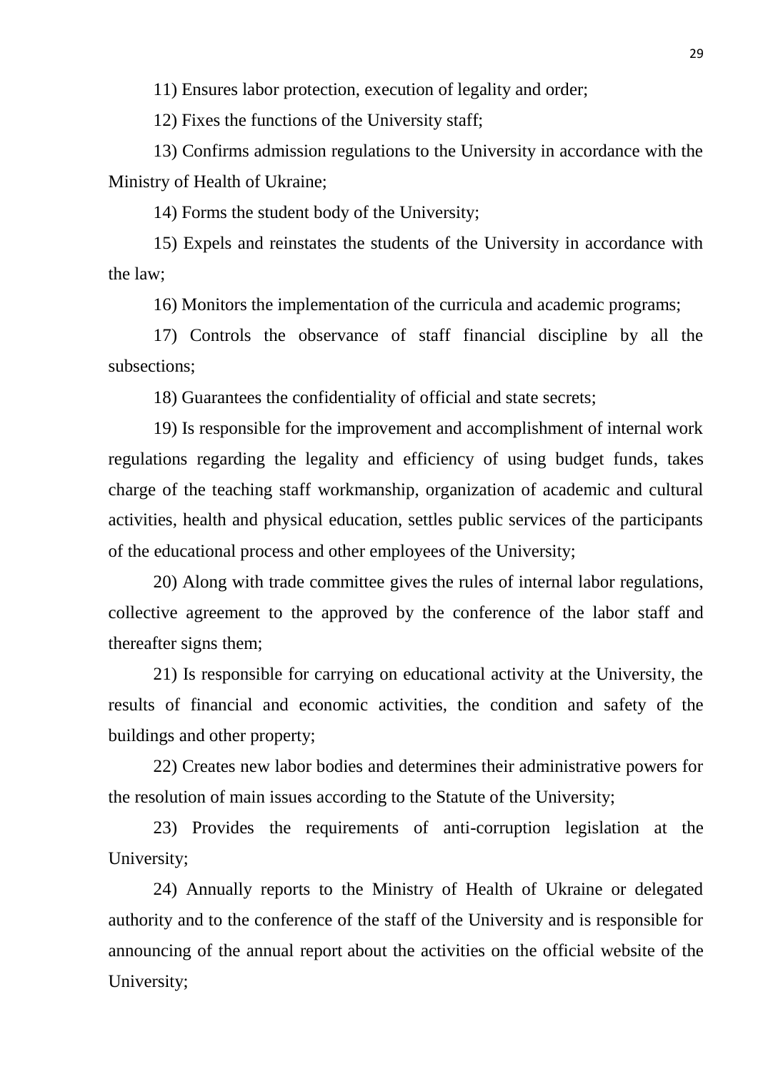11) Ensures labor protection, execution of legality and order;

12) Fixes the functions of the University staff;

13) Confirms admission regulations to the University in accordance with the Ministry of Health of Ukraine;

14) Forms the student body of the University;

15) Expels and reinstates the students of the University in accordance with the law;

16) Monitors the implementation of the curricula and academic programs;

17) Controls the observance of staff financial discipline by all the subsections;

18) Guarantees the confidentiality of official and state secrets;

19) Is responsible for the improvement and accomplishment of internal work regulations regarding the legality and efficiency of using budget funds, takes charge of the teaching staff workmanship, organization of academic and cultural activities, health and physical education, settles public services of the participants of the educational process and other employees of the University;

20) Along with trade committee gives the rules of internal labor regulations, collective agreement to the approved by the conference of the labor staff and thereafter signs them;

21) Is responsible for carrying on educational activity at the University, the results of financial and economic activities, the condition and safety of the buildings and other property;

22) Creates new labor bodies and determines their administrative powers for the resolution of main issues according to the Statute of the University;

23) Provides the requirements of anti-corruption legislation at the University;

24) Annually reports to the Ministry of Health of Ukraine or delegated authority and to the conference of the staff of the University and is responsible for announcing of the annual report about the activities on the official website of the University;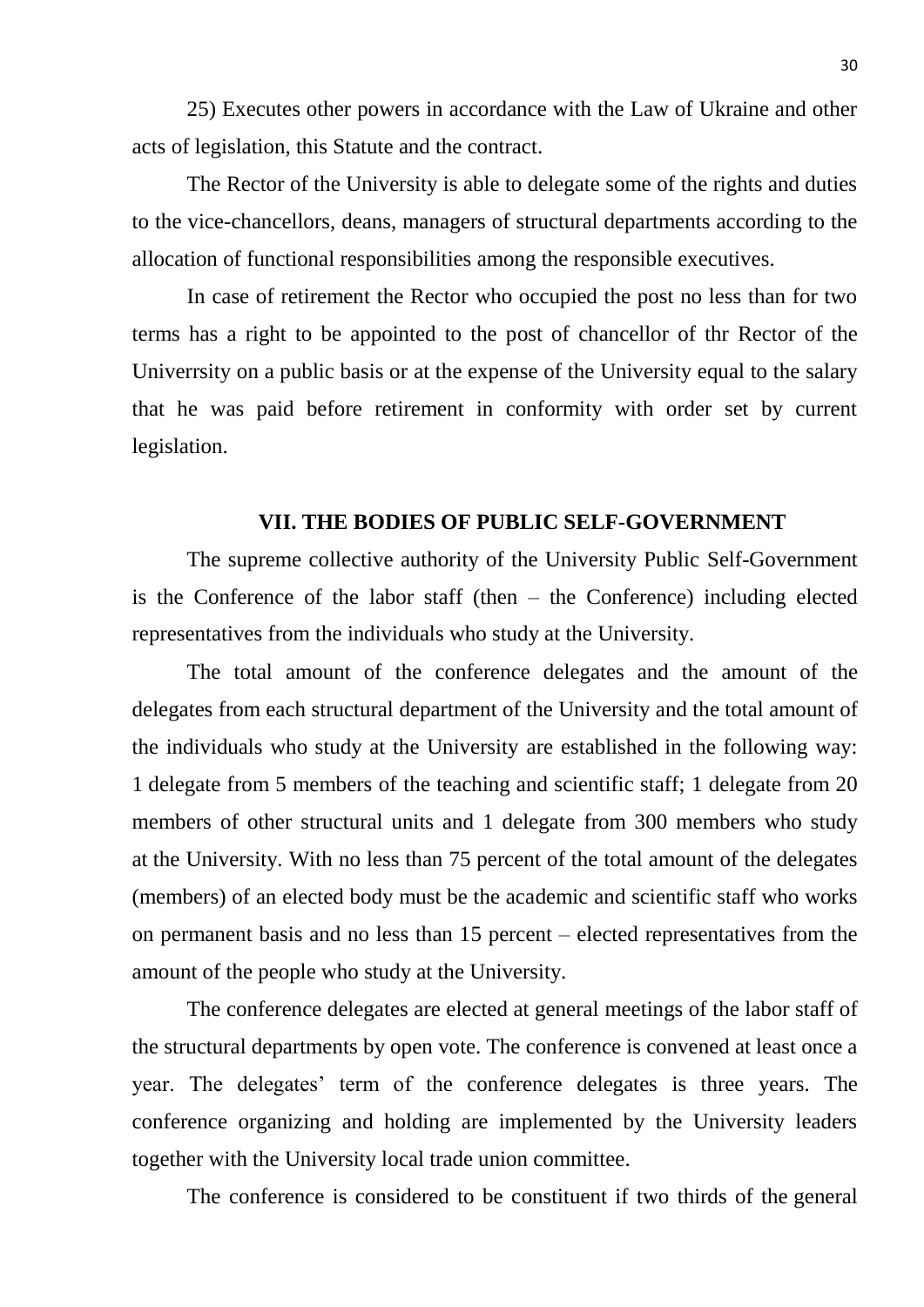25) Executes other powers in accordance with the Law of Ukraine and other acts of legislation, this Statute and the contract.

The Rector of the University is able to delegate some of the rights and duties to the vice-chancellors, deans, managers of structural departments according to the allocation of functional responsibilities among the responsible executives.

In case of retirement the Rector who occupied the post no less than for two terms has a right to be appointed to the post of chancellor of thr Rector of the Univerrsity on a public basis or at the expense of the University equal to the salary that he was paid before retirement in conformity with order set by current legislation.

## VII. THE BODIES OF PUBLIC SELF-GOVERNMENT

The supreme collective authority of the University Public Self-Government is the Conference of the labor staff (then – the Conference) including elected representatives from the individuals who study at the University.

The total amount of the conference delegates and the amount of the delegates from each structural department of the University and the total amount of the individuals who study at the University are established in the following way: 1 delegate from 5 members of the teaching and scientific staff; 1 delegate from 20 members of other structural units and 1 delegate from 300 members who study at the University. With no less than 75 percent of the total amount of the delegates (members) of an elected body must be the academic and scientific staff who works on permanent basis and no less than 15 percent – elected representatives from the amount of the people who study at the University.

The conference delegates are elected at general meetings of the labor staff of the structural departments by open vote. The conference is convened at least once a year. The delegates' term of the conference delegates is three years. The conference organizing and holding are implemented by the University leaders together with the University local trade union committee.

The conference is considered to be constituent if two thirds of the general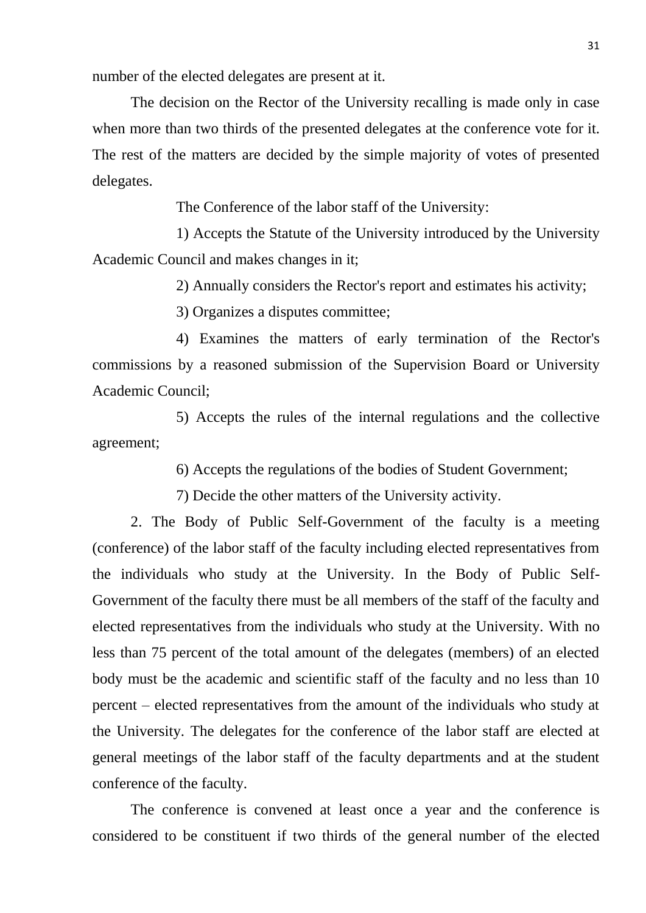number of the elected delegates are present at it.

The decision on the Rector of the University recalling is made only in case when more than two thirds of the presented delegates at the conference vote for it. The rest of the matters are decided by the simple majority of votes of presented delegates.

The Conference of the labor staff of the University:

1) Accepts the Statute of the University introduced by the University Academic Council and makes changes in it;

2) Annually considers the Rector's report and estimates his activity;

3) Organizes a disputes committee;

4) Examines the matters of early termination of the Rector's commissions by a reasoned submission of the Supervision Board or University Academic Council;

5) Accepts the rules of the internal regulations and the collective agreement;

6) Accepts the regulations of the bodies of Student Government;

7) Decide the other matters of the University activity.

2. The Body of Public Self-Government of the faculty is a meeting (conference) of the labor staff of the faculty including elected representatives from the individuals who study at the University. In the Body of Public Self-Government of the faculty there must be all members of the staff of the faculty and elected representatives from the individuals who study at the University. With no less than 75 percent of the total amount of the delegates (members) of an elected body must be the academic and scientific staff of the faculty and no less than 10 percent – elected representatives from the amount of the individuals who study at the University. The delegates for the conference of the labor staff are elected at general meetings of the labor staff of the faculty departments and at the student conference of the faculty.

The conference is convened at least once a year and the conference is considered to be constituent if two thirds of the general number of the elected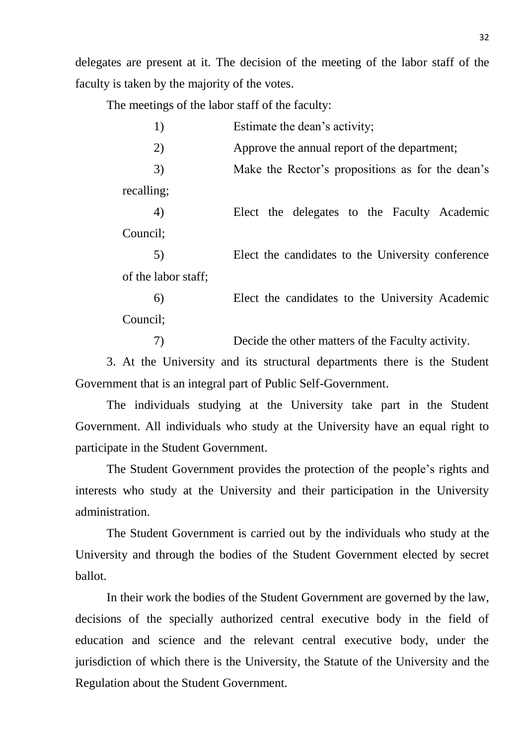delegates are present at it. The decision of the meeting of the labor staff of the faculty is taken by the majority of the votes.

The meetings of the labor staff of the faculty:

1) Estimate the dean's activity;
2) Approve the annual report of the department;
3) Make the Rector's propositions as for the dean's recalling;
4) Elect the delegates to the Faculty Academic Council;
5) Elect the candidates to the University conference of the labor staff;
6) Elect the candidates to the University Academic Council;
7) Decide the other matters of the Faculty activity.

3. At the University and its structural departments there is the Student Government that is an integral part of Public Self-Government.

The individuals studying at the University take part in the Student Government. All individuals who study at the University have an equal right to participate in the Student Government.

The Student Government provides the protection of the people's rights and interests who study at the University and their participation in the University administration.

The Student Government is carried out by the individuals who study at the University and through the bodies of the Student Government elected by secret ballot.

In their work the bodies of the Student Government are governed by the law, decisions of the specially authorized central executive body in the field of education and science and the relevant central executive body, under the jurisdiction of which there is the University, the Statute of the University and the Regulation about the Student Government.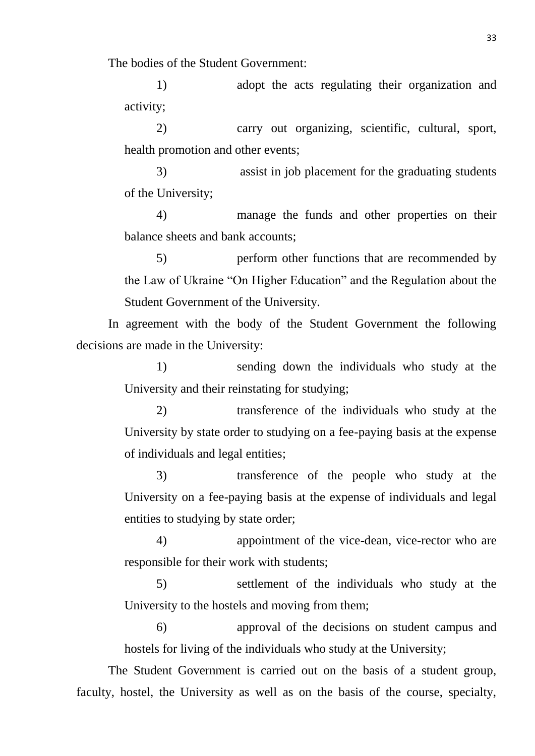The bodies of the Student Government:

1) adopt the acts regulating their organization and activity;

2) carry out organizing, scientific, cultural, sport, health promotion and other events;

3) assist in job placement for the graduating students of the University;

4) manage the funds and other properties on their balance sheets and bank accounts;

5) perform other functions that are recommended by the Law of Ukraine "On Higher Education" and the Regulation about the Student Government of the University.

In agreement with the body of the Student Government the following decisions are made in the University:

1) sending down the individuals who study at the University and their reinstating for studying;

2) transference of the individuals who study at the University by state order to studying on a fee-paying basis at the expense of individuals and legal entities;

3) transference of the people who study at the University on a fee-paying basis at the expense of individuals and legal entities to studying by state order;

4) appointment of the vice-dean, vice-rector who are responsible for their work with students;

5) settlement of the individuals who study at the University to the hostels and moving from them;

6) approval of the decisions on student campus and hostels for living of the individuals who study at the University;

The Student Government is carried out on the basis of a student group, faculty, hostel, the University as well as on the basis of the course, specialty,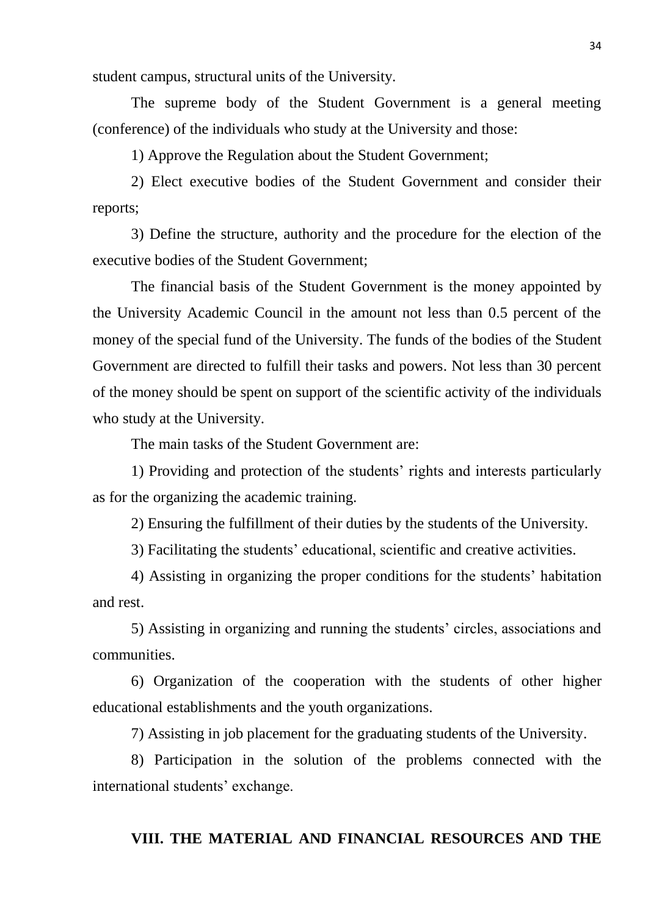student campus, structural units of the University.

The supreme body of the Student Government is a general meeting (conference) of the individuals who study at the University and those:

1) Approve the Regulation about the Student Government;

2) Elect executive bodies of the Student Government and consider their reports;

3) Define the structure, authority and the procedure for the election of the executive bodies of the Student Government;

The financial basis of the Student Government is the money appointed by the University Academic Council in the amount not less than 0.5 percent of the money of the special fund of the University. The funds of the bodies of the Student Government are directed to fulfill their tasks and powers. Not less than 30 percent of the money should be spent on support of the scientific activity of the individuals who study at the University.

The main tasks of the Student Government are:

1) Providing and protection of the students' rights and interests particularly as for the organizing the academic training.

2) Ensuring the fulfillment of their duties by the students of the University.

3) Facilitating the students' educational, scientific and creative activities.

4) Assisting in organizing the proper conditions for the students' habitation and rest.

5) Assisting in organizing and running the students' circles, associations and communities.

6) Organization of the cooperation with the students of other higher educational establishments and the youth organizations.

7) Assisting in job placement for the graduating students of the University.

8) Participation in the solution of the problems connected with the international students' exchange.

## VIII. THE MATERIAL AND FINANCIAL RESOURCES AND THE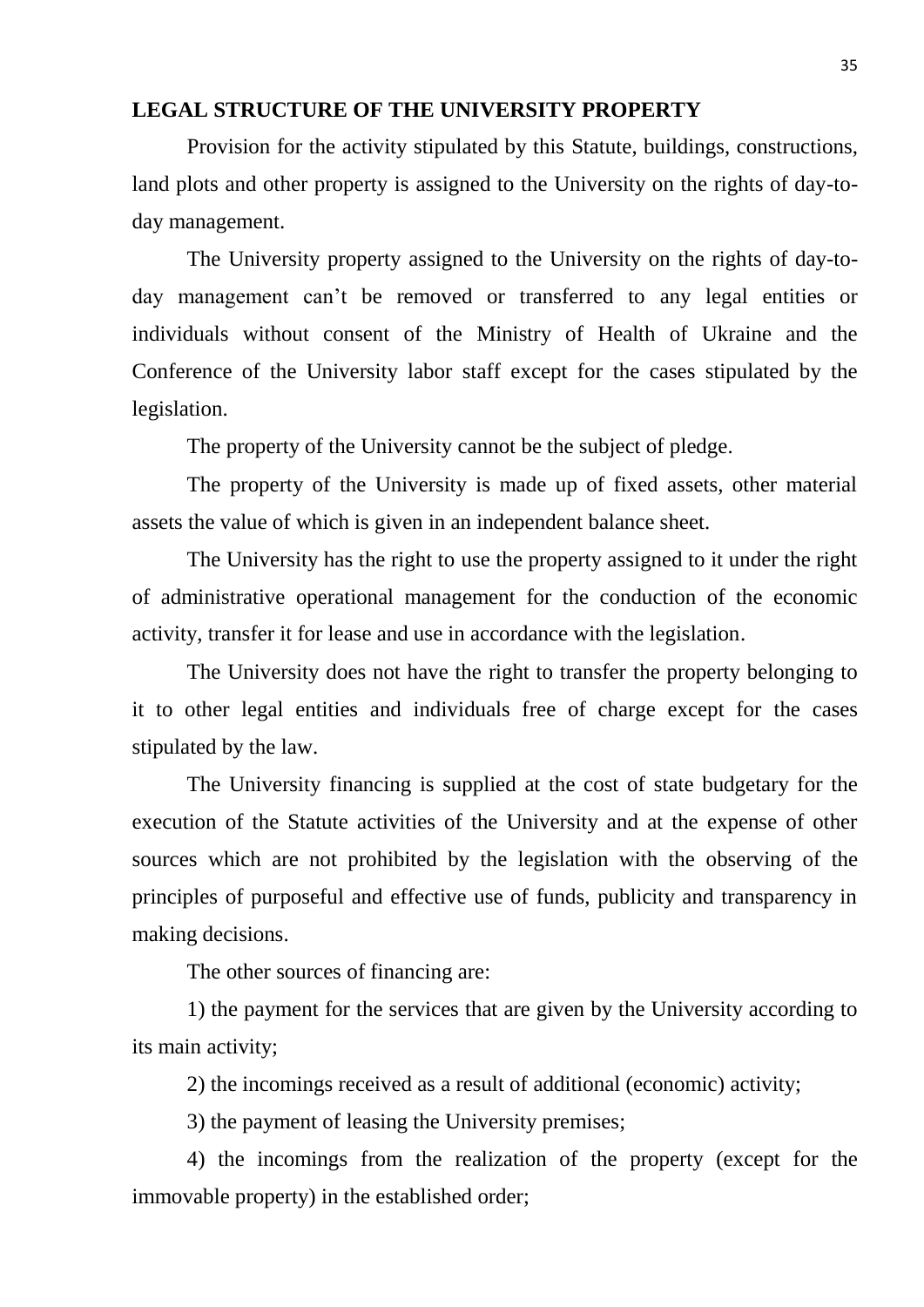**LEGAL STRUCTURE OF THE UNIVERSITY PROPERTY**

Provision for the activity stipulated by this Statute, buildings, constructions, land plots and other property is assigned to the University on the rights of day-to-day management.

The University property assigned to the University on the rights of day-to-day management can't be removed or transferred to any legal entities or individuals without consent of the Ministry of Health of Ukraine and the Conference of the University labor staff except for the cases stipulated by the legislation.

The property of the University cannot be the subject of pledge.

The property of the University is made up of fixed assets, other material assets the value of which is given in an independent balance sheet.

The University has the right to use the property assigned to it under the right of administrative operational management for the conduction of the economic activity, transfer it for lease and use in accordance with the legislation.

The University does not have the right to transfer the property belonging to it to other legal entities and individuals free of charge except for the cases stipulated by the law.

The University financing is supplied at the cost of state budgetary for the execution of the Statute activities of the University and at the expense of other sources which are not prohibited by the legislation with the observing of the principles of purposeful and effective use of funds, publicity and transparency in making decisions.

The other sources of financing are:

1) the payment for the services that are given by the University according to its main activity;

2) the incomings received as a result of additional (economic) activity;

3) the payment of leasing the University premises;

4) the incomings from the realization of the property (except for the immovable property) in the established order;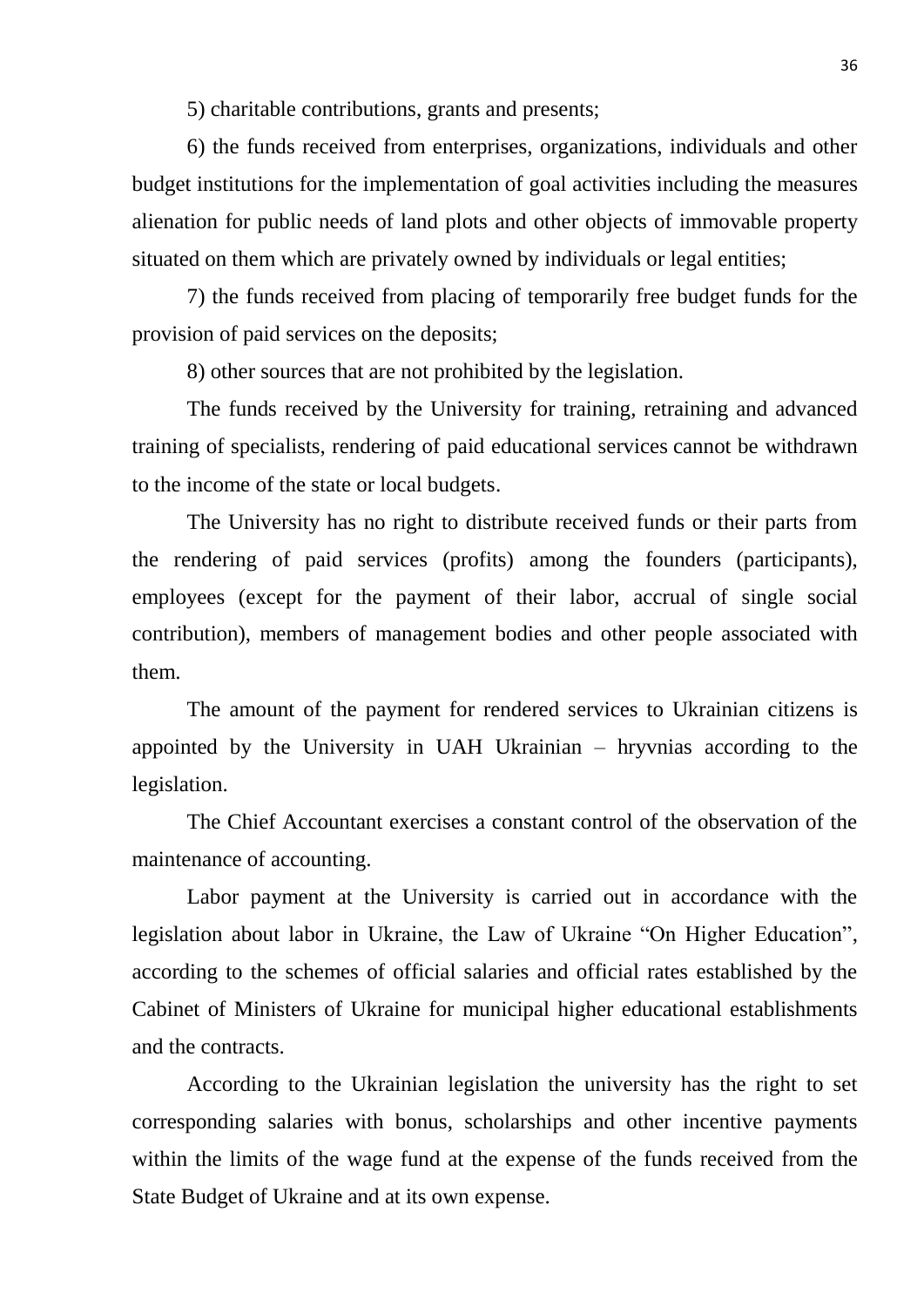5) charitable contributions, grants and presents;

6) the funds received from enterprises, organizations, individuals and other budget institutions for the implementation of goal activities including the measures alienation for public needs of land plots and other objects of immovable property situated on them which are privately owned by individuals or legal entities;

7) the funds received from placing of temporarily free budget funds for the provision of paid services on the deposits;

8) other sources that are not prohibited by the legislation.

The funds received by the University for training, retraining and advanced training of specialists, rendering of paid educational services cannot be withdrawn to the income of the state or local budgets.

The University has no right to distribute received funds or their parts from the rendering of paid services (profits) among the founders (participants), employees (except for the payment of their labor, accrual of single social contribution), members of management bodies and other people associated with them.

The amount of the payment for rendered services to Ukrainian citizens is appointed by the University in UAH Ukrainian – hryvnias according to the legislation.

The Chief Accountant exercises a constant control of the observation of the maintenance of accounting.

Labor payment at the University is carried out in accordance with the legislation about labor in Ukraine, the Law of Ukraine "On Higher Education", according to the schemes of official salaries and official rates established by the Cabinet of Ministers of Ukraine for municipal higher educational establishments and the contracts.

According to the Ukrainian legislation the university has the right to set corresponding salaries with bonus, scholarships and other incentive payments within the limits of the wage fund at the expense of the funds received from the State Budget of Ukraine and at its own expense.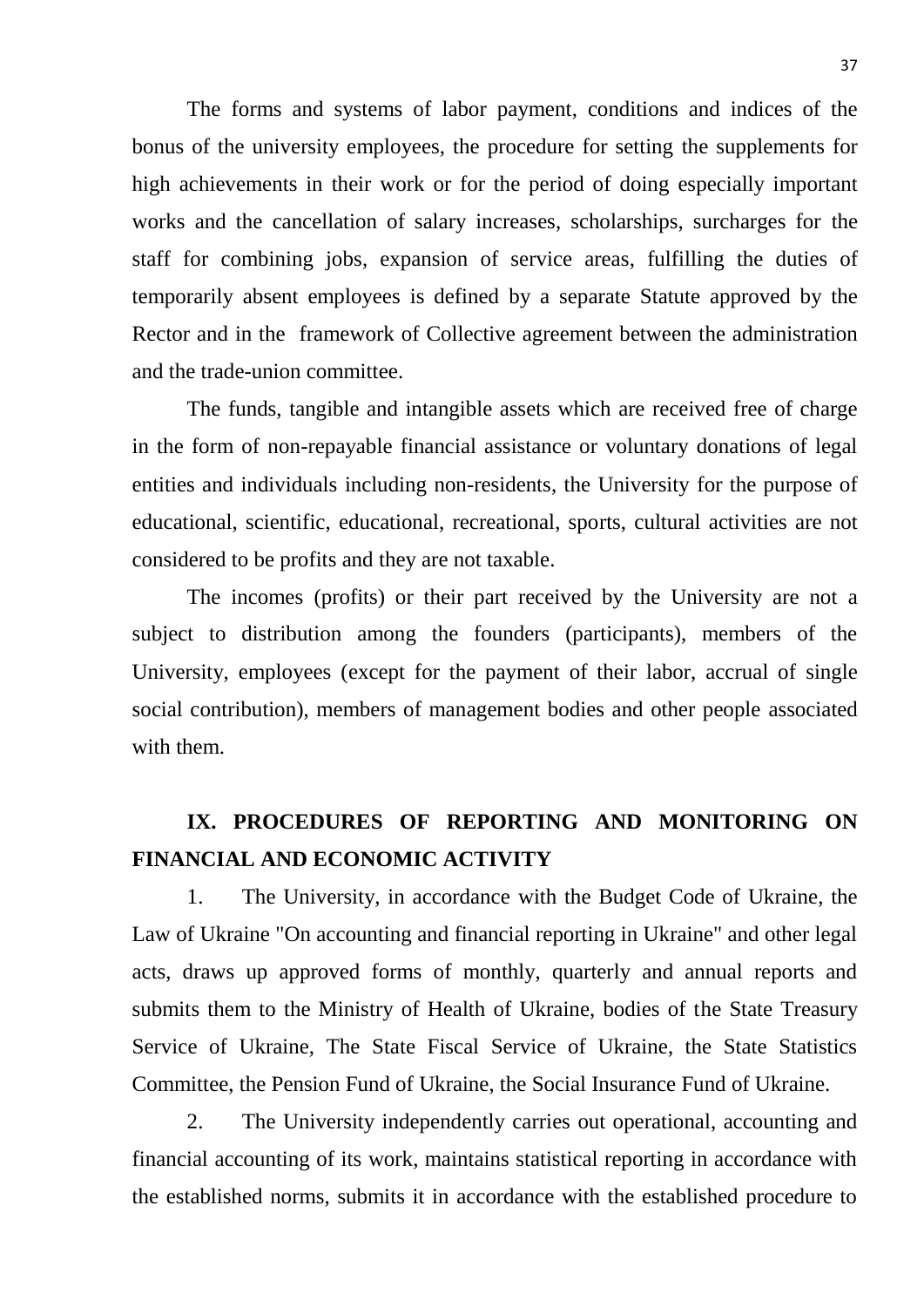The forms and systems of labor payment, conditions and indices of the bonus of the university employees, the procedure for setting the supplements for high achievements in their work or for the period of doing especially important works and the cancellation of salary increases, scholarships, surcharges for the staff for combining jobs, expansion of service areas, fulfilling the duties of temporarily absent employees is defined by a separate Statute approved by the Rector and in the framework of Collective agreement between the administration and the trade-union committee.

The funds, tangible and intangible assets which are received free of charge in the form of non-repayable financial assistance or voluntary donations of legal entities and individuals including non-residents, the University for the purpose of educational, scientific, educational, recreational, sports, cultural activities are not considered to be profits and they are not taxable.

The incomes (profits) or their part received by the University are not a subject to distribution among the founders (participants), members of the University, employees (except for the payment of their labor, accrual of single social contribution), members of management bodies and other people associated with them.

## IX. PROCEDURES OF REPORTING AND MONITORING ON FINANCIAL AND ECONOMIC ACTIVITY

1. The University, in accordance with the Budget Code of Ukraine, the Law of Ukraine "On accounting and financial reporting in Ukraine" and other legal acts, draws up approved forms of monthly, quarterly and annual reports and submits them to the Ministry of Health of Ukraine, bodies of the State Treasury Service of Ukraine, The State Fiscal Service of Ukraine, the State Statistics Committee, the Pension Fund of Ukraine, the Social Insurance Fund of Ukraine.

2. The University independently carries out operational, accounting and financial accounting of its work, maintains statistical reporting in accordance with the established norms, submits it in accordance with the established procedure to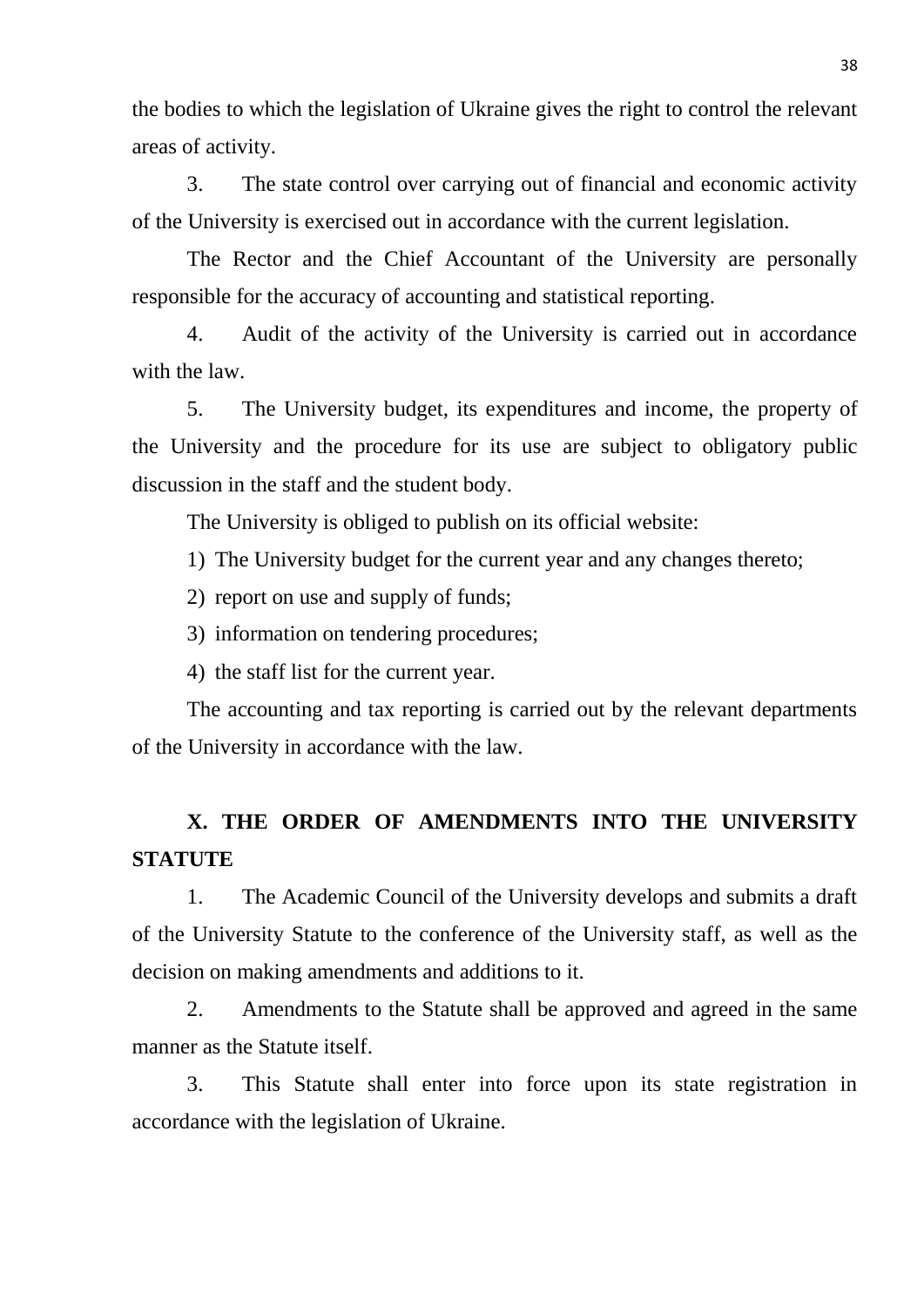the bodies to which the legislation of Ukraine gives the right to control the relevant areas of activity.

3. The state control over carrying out of financial and economic activity of the University is exercised out in accordance with the current legislation.

The Rector and the Chief Accountant of the University are personally responsible for the accuracy of accounting and statistical reporting.

4. Audit of the activity of the University is carried out in accordance with the law.

5. The University budget, its expenditures and income, the property of the University and the procedure for its use are subject to obligatory public discussion in the staff and the student body.

The University is obliged to publish on its official website:

1) The University budget for the current year and any changes thereto;

2) report on use and supply of funds;

3) information on tendering procedures;

4) the staff list for the current year.

The accounting and tax reporting is carried out by the relevant departments of the University in accordance with the law.

## X. THE ORDER OF AMENDMENTS INTO THE UNIVERSITY STATUTE

1. The Academic Council of the University develops and submits a draft of the University Statute to the conference of the University staff, as well as the decision on making amendments and additions to it.

2. Amendments to the Statute shall be approved and agreed in the same manner as the Statute itself.

3. This Statute shall enter into force upon its state registration in accordance with the legislation of Ukraine.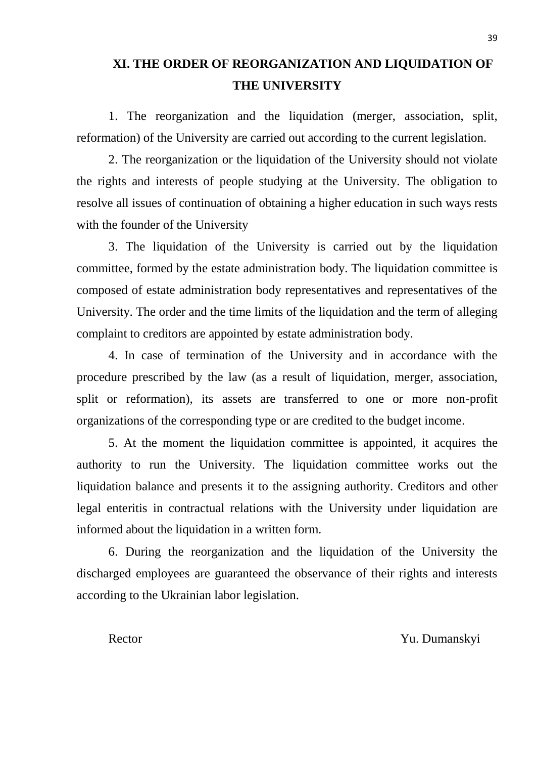## XI. THE ORDER OF REORGANIZATION AND LIQUIDATION OF THE UNIVERSITY

1. The reorganization and the liquidation (merger, association, split, reformation) of the University are carried out according to the current legislation.

2. The reorganization or the liquidation of the University should not violate the rights and interests of people studying at the University. The obligation to resolve all issues of continuation of obtaining a higher education in such ways rests with the founder of the University

3. The liquidation of the University is carried out by the liquidation committee, formed by the estate administration body. The liquidation committee is composed of estate administration body representatives and representatives of the University. The order and the time limits of the liquidation and the term of alleging complaint to creditors are appointed by estate administration body.

4. In case of termination of the University and in accordance with the procedure prescribed by the law (as a result of liquidation, merger, association, split or reformation), its assets are transferred to one or more non-profit organizations of the corresponding type or are credited to the budget income.

5. At the moment the liquidation committee is appointed, it acquires the authority to run the University. The liquidation committee works out the liquidation balance and presents it to the assigning authority. Creditors and other legal enteritis in contractual relations with the University under liquidation are informed about the liquidation in a written form.

6. During the reorganization and the liquidation of the University the discharged employees are guaranteed the observance of their rights and interests according to the Ukrainian labor legislation.

Rector Yu. Dumanskyi